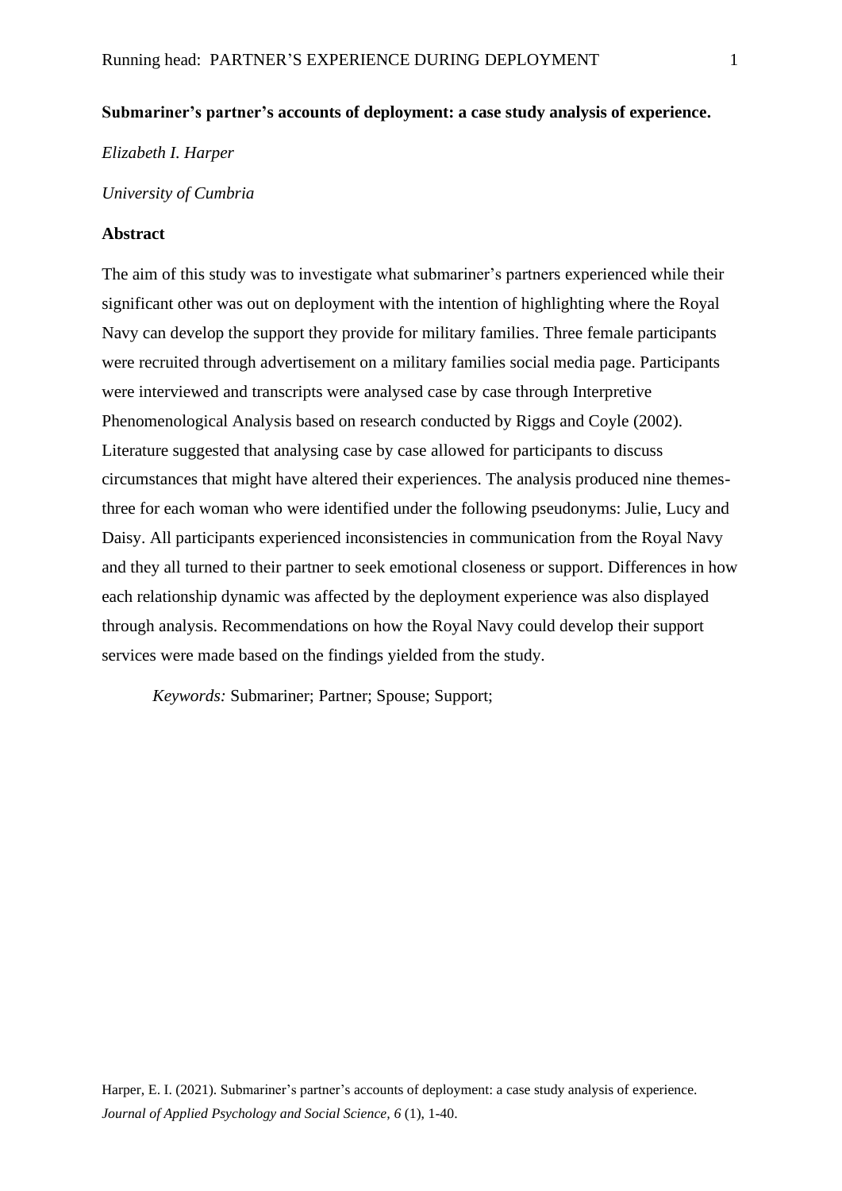# Submariner's partner's accounts of deployment: a case study analysis of experience.

*Elizabeth I. Harper*

*University of Cumbria*

## Abstract

The aim of this study was to investigate what submariner's partners experienced while their significant other was out on deployment with the intention of highlighting where the Royal Navy can develop the support they provide for military families. Three female participants were recruited through advertisement on a military families social media page. Participants were interviewed and transcripts were analysed case by case through Interpretive Phenomenological Analysis based on research conducted by Riggs and Coyle (2002). Literature suggested that analysing case by case allowed for participants to discuss circumstances that might have altered their experiences. The analysis produced nine themes- three for each woman who were identified under the following pseudonyms: Julie, Lucy and Daisy. All participants experienced inconsistencies in communication from the Royal Navy and they all turned to their partner to seek emotional closeness or support. Differences in how each relationship dynamic was affected by the deployment experience was also displayed through analysis. Recommendations on how the Royal Navy could develop their support services were made based on the findings yielded from the study.

*Keywords:* Submariner; Partner; Spouse; Support;

Harper, E. I. (2021). Submariner's partner's accounts of deployment: a case study analysis of experience. *Journal of Applied Psychology and Social Science, 6* (1), 1-40.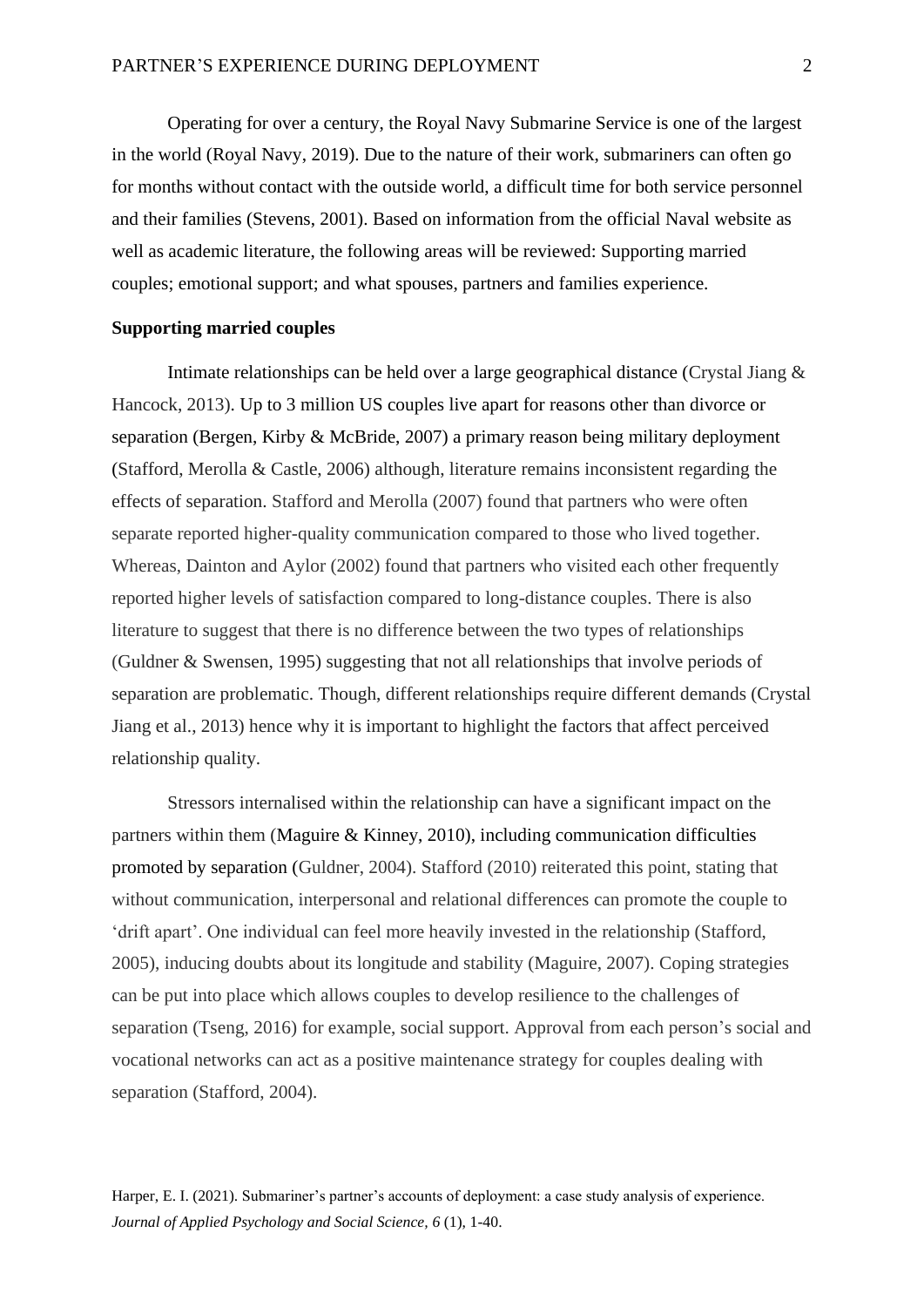Operating for over a century, the Royal Navy Submarine Service is one of the largest in the world (Royal Navy, 2019). Due to the nature of their work, submariners can often go for months without contact with the outside world, a difficult time for both service personnel and their families (Stevens, 2001). Based on information from the official Naval website as well as academic literature, the following areas will be reviewed: Supporting married couples; emotional support; and what spouses, partners and families experience.

**Supporting married couples**

Intimate relationships can be held over a large geographical distance (Crystal Jiang & Hancock, 2013). Up to 3 million US couples live apart for reasons other than divorce or separation (Bergen, Kirby & McBride, 2007) a primary reason being military deployment (Stafford, Merolla & Castle, 2006) although, literature remains inconsistent regarding the effects of separation. Stafford and Merolla (2007) found that partners who were often separate reported higher-quality communication compared to those who lived together. Whereas, Dainton and Aylor (2002) found that partners who visited each other frequently reported higher levels of satisfaction compared to long-distance couples. There is also literature to suggest that there is no difference between the two types of relationships (Guldner & Swensen, 1995) suggesting that not all relationships that involve periods of separation are problematic. Though, different relationships require different demands (Crystal Jiang et al., 2013) hence why it is important to highlight the factors that affect perceived relationship quality.

Stressors internalised within the relationship can have a significant impact on the partners within them (Maguire & Kinney, 2010), including communication difficulties promoted by separation (Guldner, 2004). Stafford (2010) reiterated this point, stating that without communication, interpersonal and relational differences can promote the couple to 'drift apart'. One individual can feel more heavily invested in the relationship (Stafford, 2005), inducing doubts about its longitude and stability (Maguire, 2007). Coping strategies can be put into place which allows couples to develop resilience to the challenges of separation (Tseng, 2016) for example, social support. Approval from each person's social and vocational networks can act as a positive maintenance strategy for couples dealing with separation (Stafford, 2004).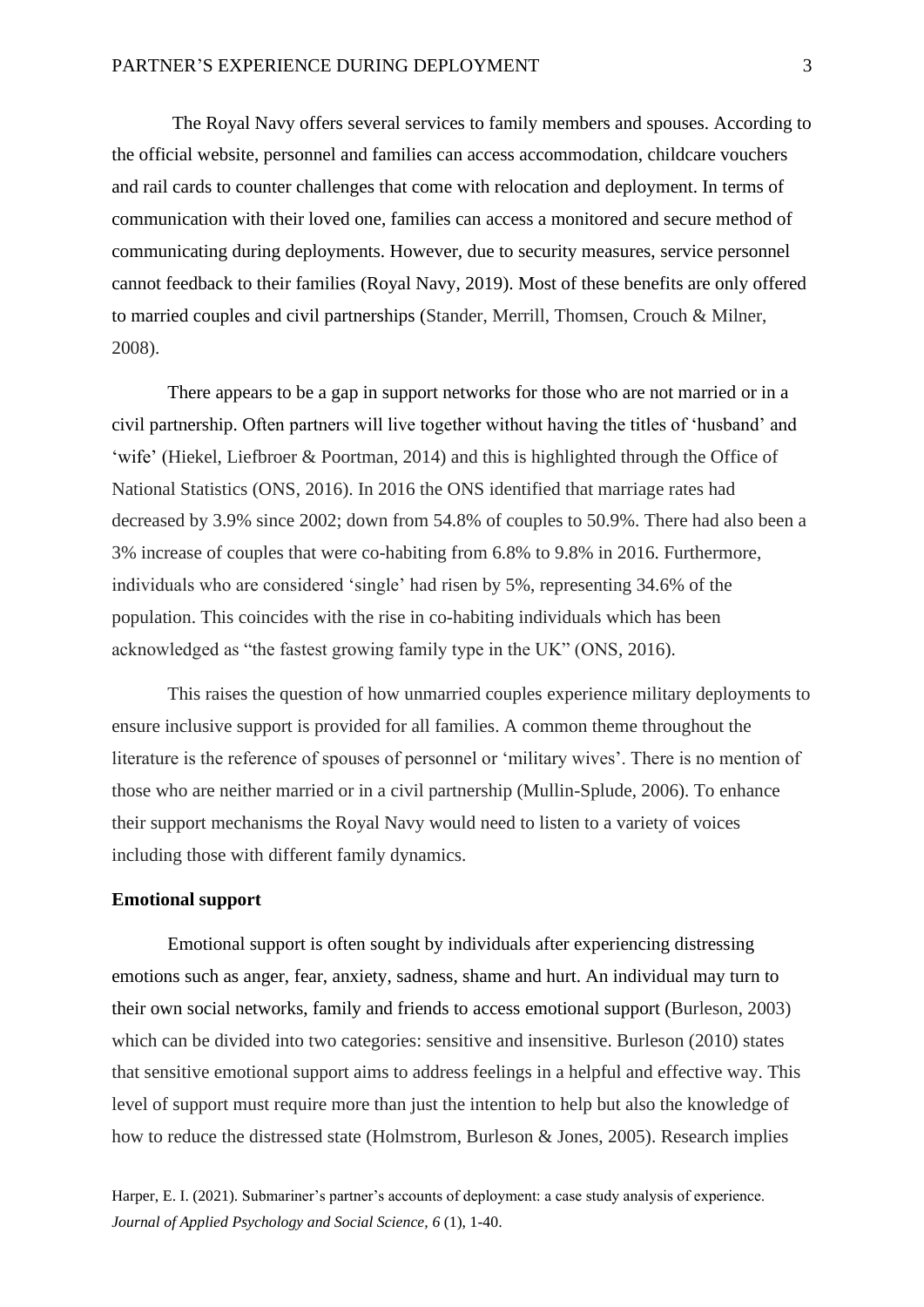The Royal Navy offers several services to family members and spouses. According to the official website, personnel and families can access accommodation, childcare vouchers and rail cards to counter challenges that come with relocation and deployment. In terms of communication with their loved one, families can access a monitored and secure method of communicating during deployments. However, due to security measures, service personnel cannot feedback to their families (Royal Navy, 2019). Most of these benefits are only offered to married couples and civil partnerships (Stander, Merrill, Thomsen, Crouch & Milner, 2008).

There appears to be a gap in support networks for those who are not married or in a civil partnership. Often partners will live together without having the titles of 'husband' and 'wife' (Hiekel, Liefbroer & Poortman, 2014) and this is highlighted through the Office of National Statistics (ONS, 2016). In 2016 the ONS identified that marriage rates had decreased by 3.9% since 2002; down from 54.8% of couples to 50.9%. There had also been a 3% increase of couples that were co-habiting from 6.8% to 9.8% in 2016. Furthermore, individuals who are considered 'single' had risen by 5%, representing 34.6% of the population. This coincides with the rise in co-habiting individuals which has been acknowledged as "the fastest growing family type in the UK" (ONS, 2016).

This raises the question of how unmarried couples experience military deployments to ensure inclusive support is provided for all families. A common theme throughout the literature is the reference of spouses of personnel or 'military wives'. There is no mention of those who are neither married or in a civil partnership (Mullin-Splude, 2006). To enhance their support mechanisms the Royal Navy would need to listen to a variety of voices including those with different family dynamics.

**Emotional support**

Emotional support is often sought by individuals after experiencing distressing emotions such as anger, fear, anxiety, sadness, shame and hurt. An individual may turn to their own social networks, family and friends to access emotional support (Burleson, 2003) which can be divided into two categories: sensitive and insensitive. Burleson (2010) states that sensitive emotional support aims to address feelings in a helpful and effective way. This level of support must require more than just the intention to help but also the knowledge of how to reduce the distressed state (Holmstrom, Burleson & Jones, 2005). Research implies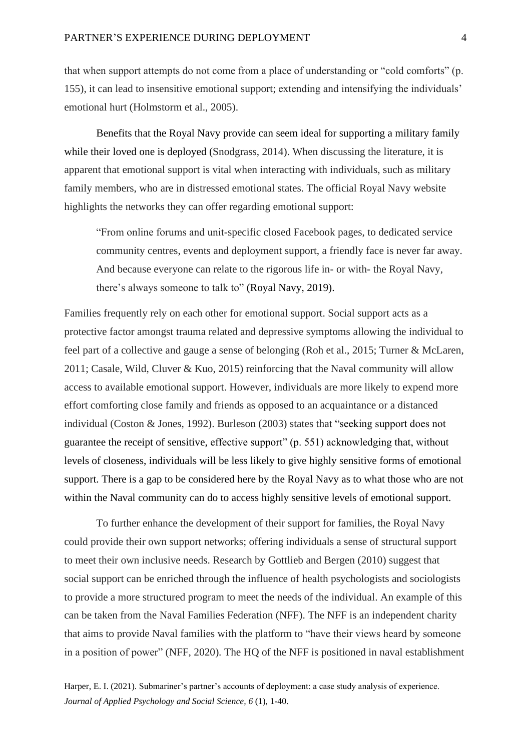that when support attempts do not come from a place of understanding or "cold comforts" (p. 155), it can lead to insensitive emotional support; extending and intensifying the individuals' emotional hurt (Holmstorm et al., 2005).

Benefits that the Royal Navy provide can seem ideal for supporting a military family while their loved one is deployed (Snodgrass, 2014). When discussing the literature, it is apparent that emotional support is vital when interacting with individuals, such as military family members, who are in distressed emotional states. The official Royal Navy website highlights the networks they can offer regarding emotional support:

> "From online forums and unit-specific closed Facebook pages, to dedicated service community centres, events and deployment support, a friendly face is never far away. And because everyone can relate to the rigorous life in- or with- the Royal Navy, there's always someone to talk to" (Royal Navy, 2019).

Families frequently rely on each other for emotional support. Social support acts as a protective factor amongst trauma related and depressive symptoms allowing the individual to feel part of a collective and gauge a sense of belonging (Roh et al., 2015; Turner & McLaren, 2011; Casale, Wild, Cluver & Kuo, 2015) reinforcing that the Naval community will allow access to available emotional support. However, individuals are more likely to expend more effort comforting close family and friends as opposed to an acquaintance or a distanced individual (Coston & Jones, 1992). Burleson (2003) states that "seeking support does not guarantee the receipt of sensitive, effective support" (p. 551) acknowledging that, without levels of closeness, individuals will be less likely to give highly sensitive forms of emotional support. There is a gap to be considered here by the Royal Navy as to what those who are not within the Naval community can do to access highly sensitive levels of emotional support.

To further enhance the development of their support for families, the Royal Navy could provide their own support networks; offering individuals a sense of structural support to meet their own inclusive needs. Research by Gottlieb and Bergen (2010) suggest that social support can be enriched through the influence of health psychologists and sociologists to provide a more structured program to meet the needs of the individual. An example of this can be taken from the Naval Families Federation (NFF). The NFF is an independent charity that aims to provide Naval families with the platform to "have their views heard by someone in a position of power" (NFF, 2020). The HQ of the NFF is positioned in naval establishment

Harper, E. I. (2021). Submariner's partner's accounts of deployment: a case study analysis of experience. *Journal of Applied Psychology and Social Science, 6* (1), 1-40.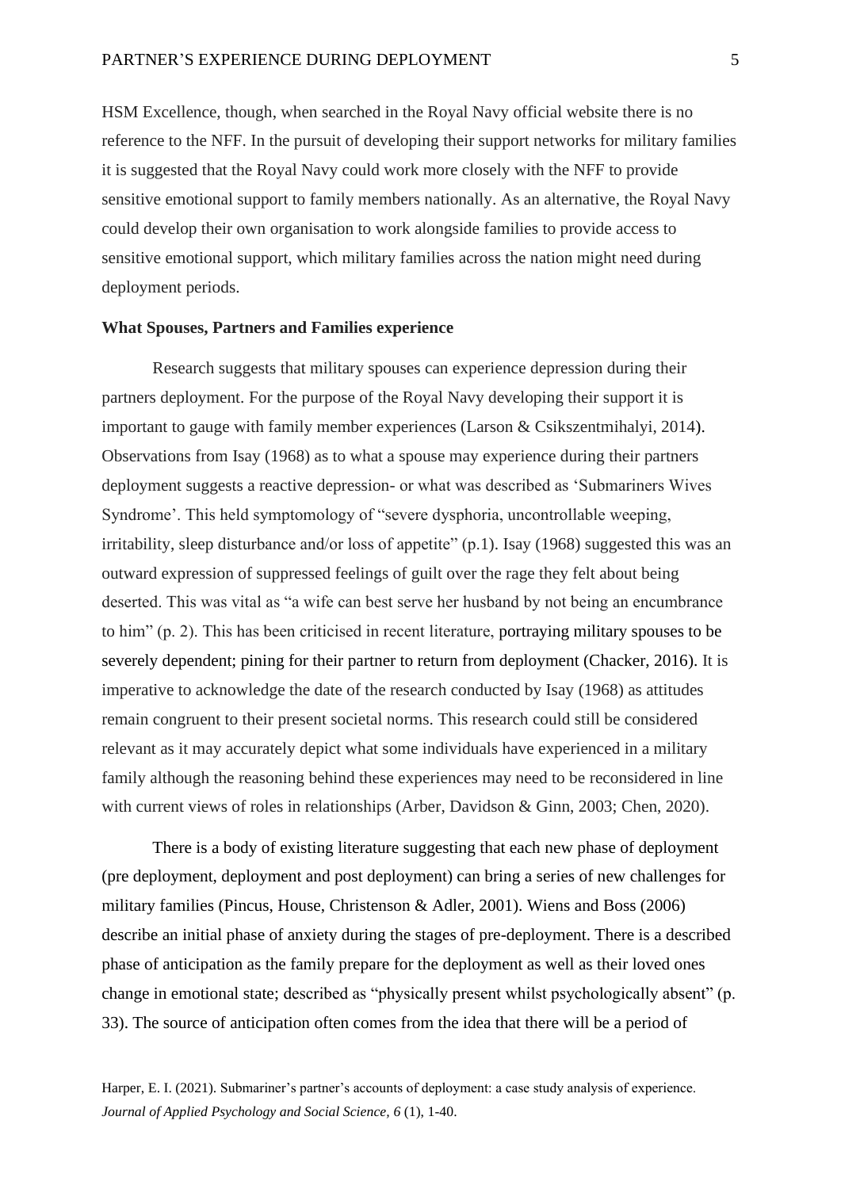HSM Excellence, though, when searched in the Royal Navy official website there is no reference to the NFF. In the pursuit of developing their support networks for military families it is suggested that the Royal Navy could work more closely with the NFF to provide sensitive emotional support to family members nationally. As an alternative, the Royal Navy could develop their own organisation to work alongside families to provide access to sensitive emotional support, which military families across the nation might need during deployment periods.

**What Spouses, Partners and Families experience**

Research suggests that military spouses can experience depression during their partners deployment. For the purpose of the Royal Navy developing their support it is important to gauge with family member experiences (Larson & Csikszentmihalyi, 2014). Observations from Isay (1968) as to what a spouse may experience during their partners deployment suggests a reactive depression- or what was described as 'Submariners Wives Syndrome'. This held symptomology of "severe dysphoria, uncontrollable weeping, irritability, sleep disturbance and/or loss of appetite" (p.1). Isay (1968) suggested this was an outward expression of suppressed feelings of guilt over the rage they felt about being deserted. This was vital as "a wife can best serve her husband by not being an encumbrance to him" (p. 2). This has been criticised in recent literature, portraying military spouses to be severely dependent; pining for their partner to return from deployment (Chacker, 2016). It is imperative to acknowledge the date of the research conducted by Isay (1968) as attitudes remain congruent to their present societal norms. This research could still be considered relevant as it may accurately depict what some individuals have experienced in a military family although the reasoning behind these experiences may need to be reconsidered in line with current views of roles in relationships (Arber, Davidson & Ginn, 2003; Chen, 2020).

There is a body of existing literature suggesting that each new phase of deployment (pre deployment, deployment and post deployment) can bring a series of new challenges for military families (Pincus, House, Christenson & Adler, 2001). Wiens and Boss (2006) describe an initial phase of anxiety during the stages of pre-deployment. There is a described phase of anticipation as the family prepare for the deployment as well as their loved ones change in emotional state; described as "physically present whilst psychologically absent" (p. 33). The source of anticipation often comes from the idea that there will be a period of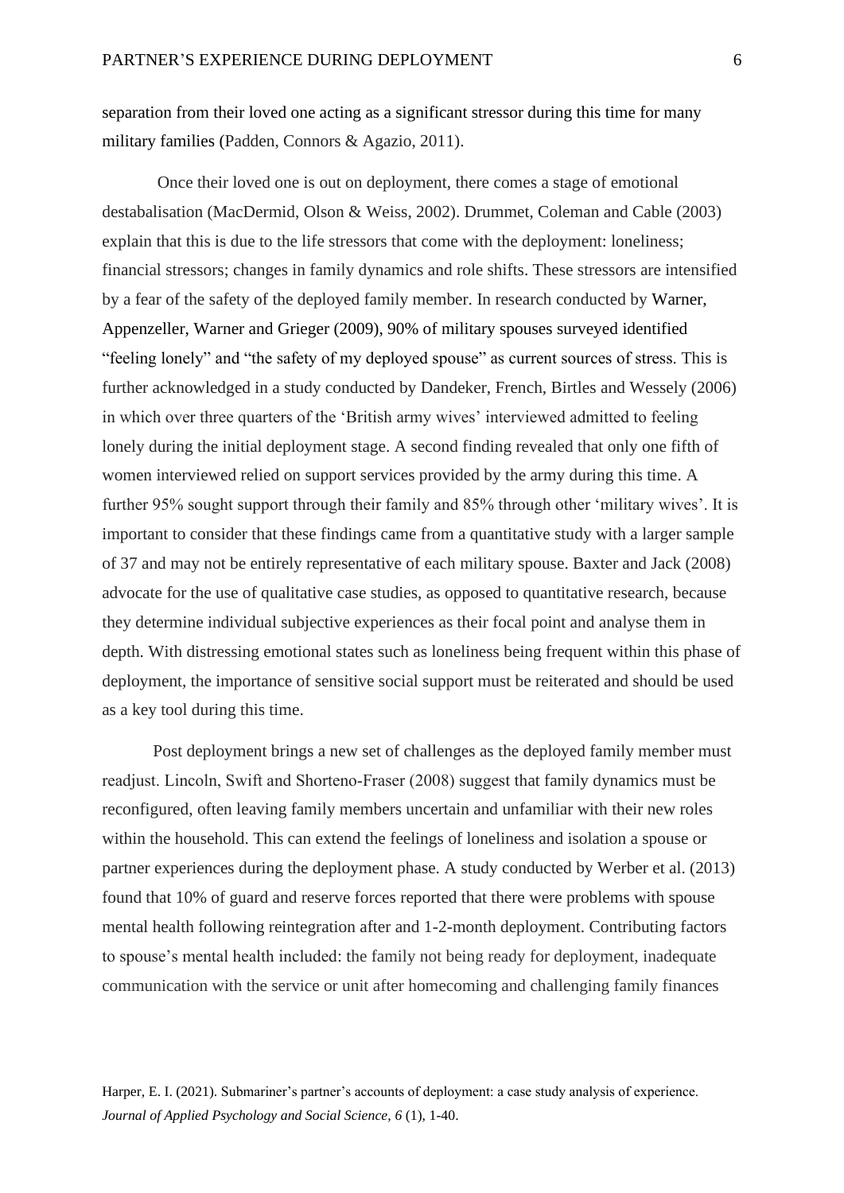separation from their loved one acting as a significant stressor during this time for many military families (Padden, Connors & Agazio, 2011).

Once their loved one is out on deployment, there comes a stage of emotional destabalisation (MacDermid, Olson & Weiss, 2002). Drummet, Coleman and Cable (2003) explain that this is due to the life stressors that come with the deployment: loneliness; financial stressors; changes in family dynamics and role shifts. These stressors are intensified by a fear of the safety of the deployed family member. In research conducted by Warner, Appenzeller, Warner and Grieger (2009), 90% of military spouses surveyed identified "feeling lonely" and "the safety of my deployed spouse" as current sources of stress. This is further acknowledged in a study conducted by Dandeker, French, Birtles and Wessely (2006) in which over three quarters of the 'British army wives' interviewed admitted to feeling lonely during the initial deployment stage. A second finding revealed that only one fifth of women interviewed relied on support services provided by the army during this time. A further 95% sought support through their family and 85% through other 'military wives'. It is important to consider that these findings came from a quantitative study with a larger sample of 37 and may not be entirely representative of each military spouse. Baxter and Jack (2008) advocate for the use of qualitative case studies, as opposed to quantitative research, because they determine individual subjective experiences as their focal point and analyse them in depth. With distressing emotional states such as loneliness being frequent within this phase of deployment, the importance of sensitive social support must be reiterated and should be used as a key tool during this time.

Post deployment brings a new set of challenges as the deployed family member must readjust. Lincoln, Swift and Shorteno-Fraser (2008) suggest that family dynamics must be reconfigured, often leaving family members uncertain and unfamiliar with their new roles within the household. This can extend the feelings of loneliness and isolation a spouse or partner experiences during the deployment phase. A study conducted by Werber et al. (2013) found that 10% of guard and reserve forces reported that there were problems with spouse mental health following reintegration after and 1-2-month deployment. Contributing factors to spouse's mental health included: the family not being ready for deployment, inadequate communication with the service or unit after homecoming and challenging family finances

Harper, E. I. (2021). Submariner's partner's accounts of deployment: a case study analysis of experience. *Journal of Applied Psychology and Social Science, 6* (1), 1-40.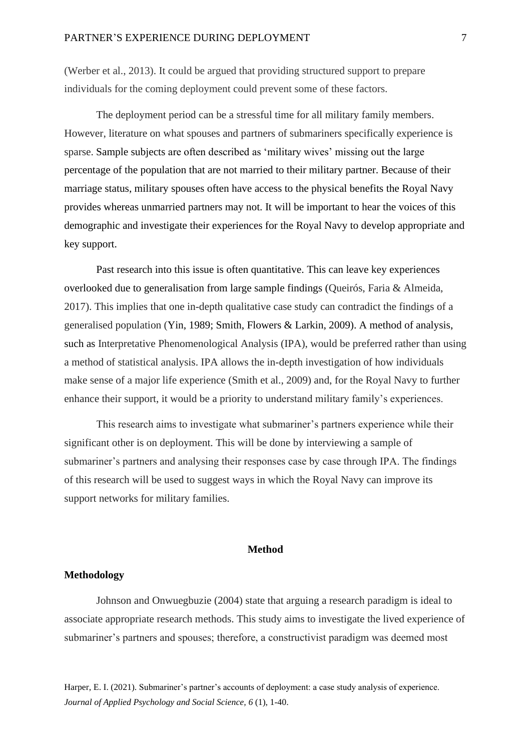(Werber et al., 2013). It could be argued that providing structured support to prepare individuals for the coming deployment could prevent some of these factors.

The deployment period can be a stressful time for all military family members. However, literature on what spouses and partners of submariners specifically experience is sparse. Sample subjects are often described as 'military wives' missing out the large percentage of the population that are not married to their military partner. Because of their marriage status, military spouses often have access to the physical benefits the Royal Navy provides whereas unmarried partners may not. It will be important to hear the voices of this demographic and investigate their experiences for the Royal Navy to develop appropriate and key support.

Past research into this issue is often quantitative. This can leave key experiences overlooked due to generalisation from large sample findings (Queirós, Faria & Almeida, 2017). This implies that one in-depth qualitative case study can contradict the findings of a generalised population (Yin, 1989; Smith, Flowers & Larkin, 2009). A method of analysis, such as Interpretative Phenomenological Analysis (IPA), would be preferred rather than using a method of statistical analysis. IPA allows the in-depth investigation of how individuals make sense of a major life experience (Smith et al., 2009) and, for the Royal Navy to further enhance their support, it would be a priority to understand military family's experiences.

This research aims to investigate what submariner's partners experience while their significant other is on deployment. This will be done by interviewing a sample of submariner's partners and analysing their responses case by case through IPA. The findings of this research will be used to suggest ways in which the Royal Navy can improve its support networks for military families.

## Method

### Methodology

Johnson and Onwuegbuzie (2004) state that arguing a research paradigm is ideal to associate appropriate research methods. This study aims to investigate the lived experience of submariner's partners and spouses; therefore, a constructivist paradigm was deemed most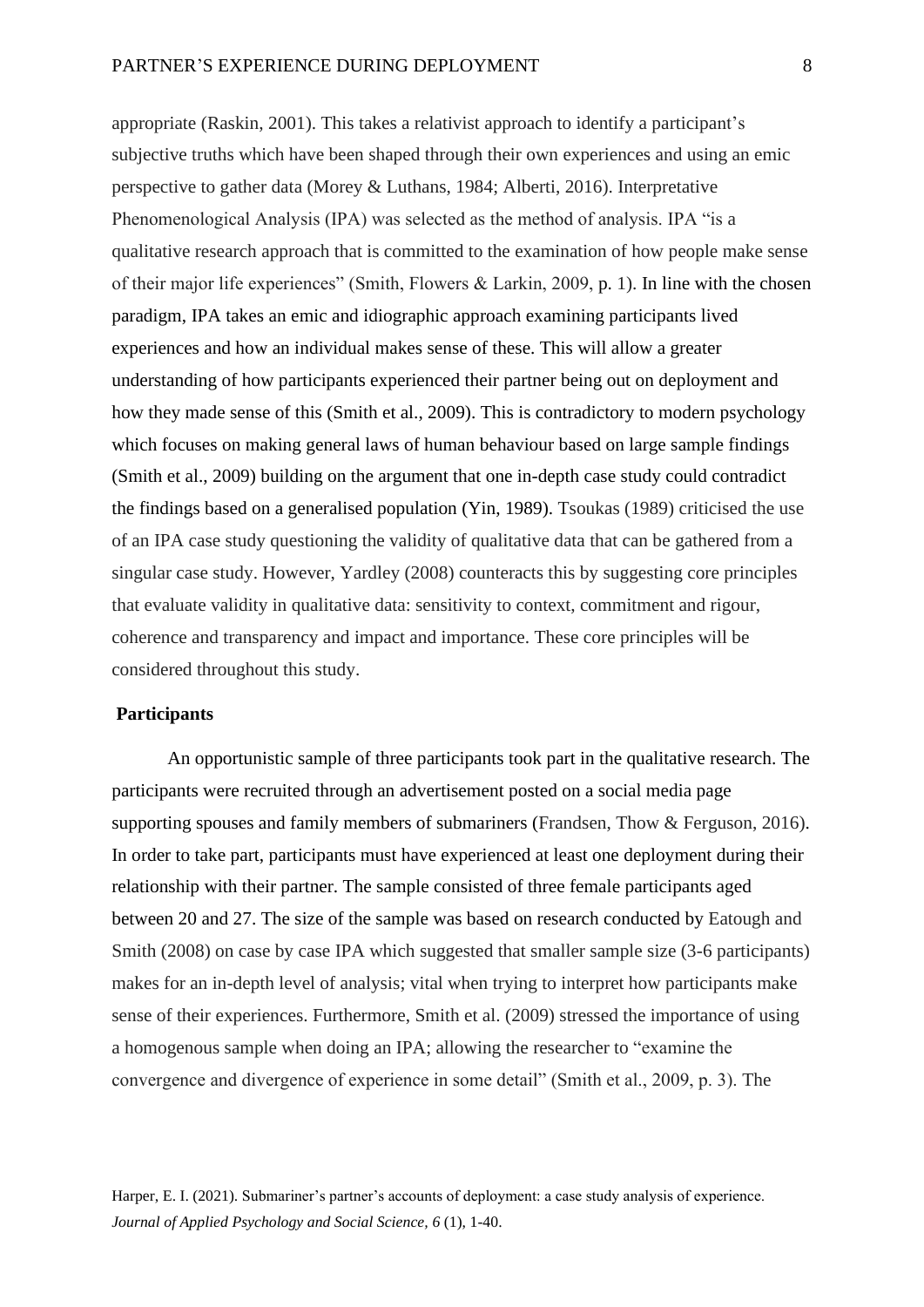appropriate (Raskin, 2001). This takes a relativist approach to identify a participant's subjective truths which have been shaped through their own experiences and using an emic perspective to gather data (Morey & Luthans, 1984; Alberti, 2016). Interpretative Phenomenological Analysis (IPA) was selected as the method of analysis. IPA "is a qualitative research approach that is committed to the examination of how people make sense of their major life experiences" (Smith, Flowers & Larkin, 2009, p. 1). In line with the chosen paradigm, IPA takes an emic and idiographic approach examining participants lived experiences and how an individual makes sense of these. This will allow a greater understanding of how participants experienced their partner being out on deployment and how they made sense of this (Smith et al., 2009). This is contradictory to modern psychology which focuses on making general laws of human behaviour based on large sample findings (Smith et al., 2009) building on the argument that one in-depth case study could contradict the findings based on a generalised population (Yin, 1989). Tsoukas (1989) criticised the use of an IPA case study questioning the validity of qualitative data that can be gathered from a singular case study. However, Yardley (2008) counteracts this by suggesting core principles that evaluate validity in qualitative data: sensitivity to context, commitment and rigour, coherence and transparency and impact and importance. These core principles will be considered throughout this study.

## Participants

An opportunistic sample of three participants took part in the qualitative research. The participants were recruited through an advertisement posted on a social media page supporting spouses and family members of submariners (Frandsen, Thow & Ferguson, 2016). In order to take part, participants must have experienced at least one deployment during their relationship with their partner. The sample consisted of three female participants aged between 20 and 27. The size of the sample was based on research conducted by Eatough and Smith (2008) on case by case IPA which suggested that smaller sample size (3-6 participants) makes for an in-depth level of analysis; vital when trying to interpret how participants make sense of their experiences. Furthermore, Smith et al. (2009) stressed the importance of using a homogenous sample when doing an IPA; allowing the researcher to "examine the convergence and divergence of experience in some detail" (Smith et al., 2009, p. 3). The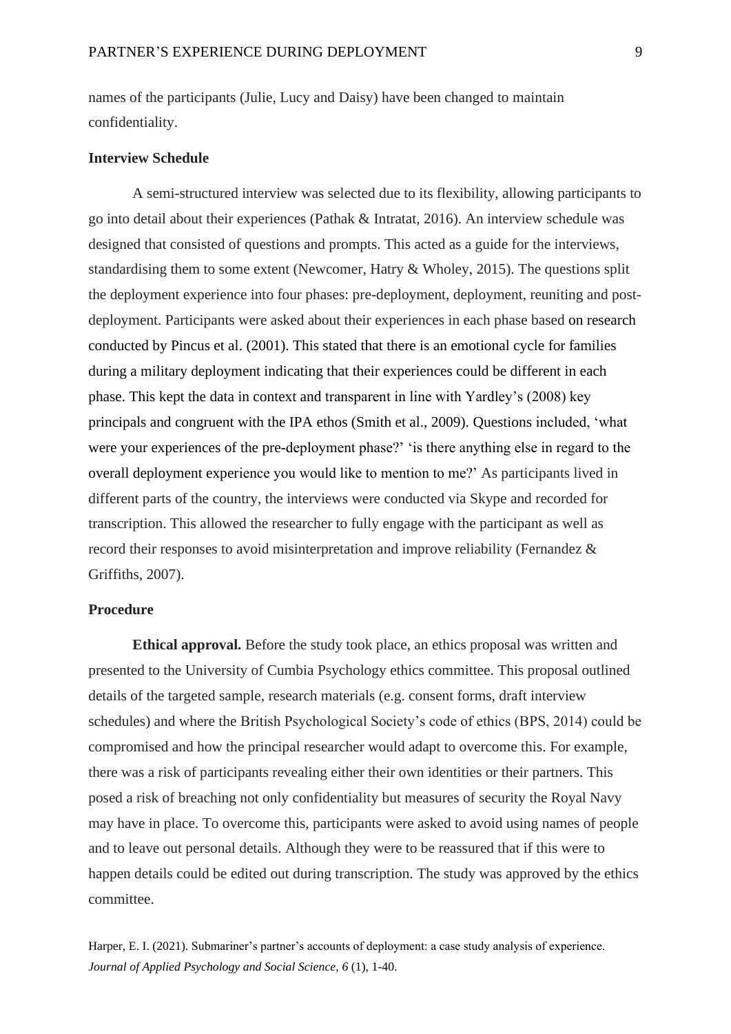names of the participants (Julie, Lucy and Daisy) have been changed to maintain confidentiality.

### Interview Schedule

A semi-structured interview was selected due to its flexibility, allowing participants to go into detail about their experiences (Pathak & Intratat, 2016). An interview schedule was designed that consisted of questions and prompts. This acted as a guide for the interviews, standardising them to some extent (Newcomer, Hatry & Wholey, 2015). The questions split the deployment experience into four phases: pre-deployment, deployment, reuniting and post-deployment. Participants were asked about their experiences in each phase based on research conducted by Pincus et al. (2001). This stated that there is an emotional cycle for families during a military deployment indicating that their experiences could be different in each phase. This kept the data in context and transparent in line with Yardley's (2008) key principals and congruent with the IPA ethos (Smith et al., 2009). Questions included, 'what were your experiences of the pre-deployment phase?' 'is there anything else in regard to the overall deployment experience you would like to mention to me?' As participants lived in different parts of the country, the interviews were conducted via Skype and recorded for transcription. This allowed the researcher to fully engage with the participant as well as record their responses to avoid misinterpretation and improve reliability (Fernandez & Griffiths, 2007).

### Procedure

**Ethical approval.** Before the study took place, an ethics proposal was written and presented to the University of Cumbia Psychology ethics committee. This proposal outlined details of the targeted sample, research materials (e.g. consent forms, draft interview schedules) and where the British Psychological Society's code of ethics (BPS, 2014) could be compromised and how the principal researcher would adapt to overcome this. For example, there was a risk of participants revealing either their own identities or their partners. This posed a risk of breaching not only confidentiality but measures of security the Royal Navy may have in place. To overcome this, participants were asked to avoid using names of people and to leave out personal details. Although they were to be reassured that if this were to happen details could be edited out during transcription. The study was approved by the ethics committee.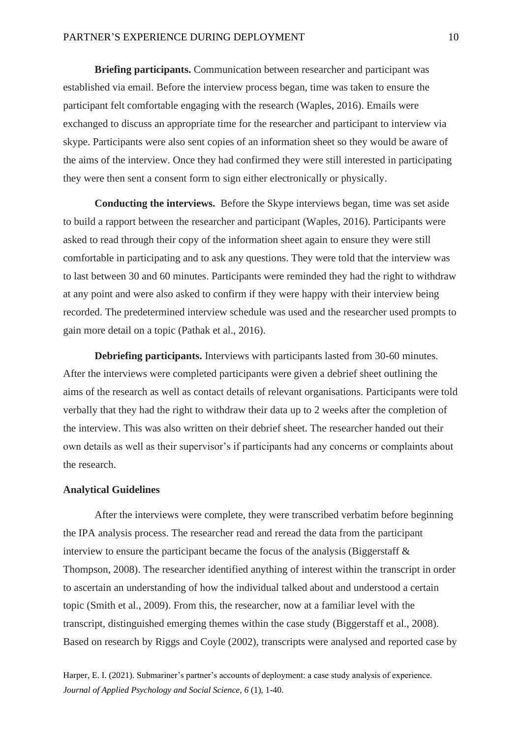**Briefing participants.** Communication between researcher and participant was established via email. Before the interview process began, time was taken to ensure the participant felt comfortable engaging with the research (Waples, 2016). Emails were exchanged to discuss an appropriate time for the researcher and participant to interview via skype. Participants were also sent copies of an information sheet so they would be aware of the aims of the interview. Once they had confirmed they were still interested in participating they were then sent a consent form to sign either electronically or physically.

**Conducting the interviews.** Before the Skype interviews began, time was set aside to build a rapport between the researcher and participant (Waples, 2016). Participants were asked to read through their copy of the information sheet again to ensure they were still comfortable in participating and to ask any questions. They were told that the interview was to last between 30 and 60 minutes. Participants were reminded they had the right to withdraw at any point and were also asked to confirm if they were happy with their interview being recorded. The predetermined interview schedule was used and the researcher used prompts to gain more detail on a topic (Pathak et al., 2016).

**Debriefing participants.** Interviews with participants lasted from 30-60 minutes. After the interviews were completed participants were given a debrief sheet outlining the aims of the research as well as contact details of relevant organisations. Participants were told verbally that they had the right to withdraw their data up to 2 weeks after the completion of the interview. This was also written on their debrief sheet. The researcher handed out their own details as well as their supervisor's if participants had any concerns or complaints about the research.

### Analytical Guidelines

After the interviews were complete, they were transcribed verbatim before beginning the IPA analysis process. The researcher read and reread the data from the participant interview to ensure the participant became the focus of the analysis (Biggerstaff & Thompson, 2008). The researcher identified anything of interest within the transcript in order to ascertain an understanding of how the individual talked about and understood a certain topic (Smith et al., 2009). From this, the researcher, now at a familiar level with the transcript, distinguished emerging themes within the case study (Biggerstaff et al., 2008). Based on research by Riggs and Coyle (2002), transcripts were analysed and reported case by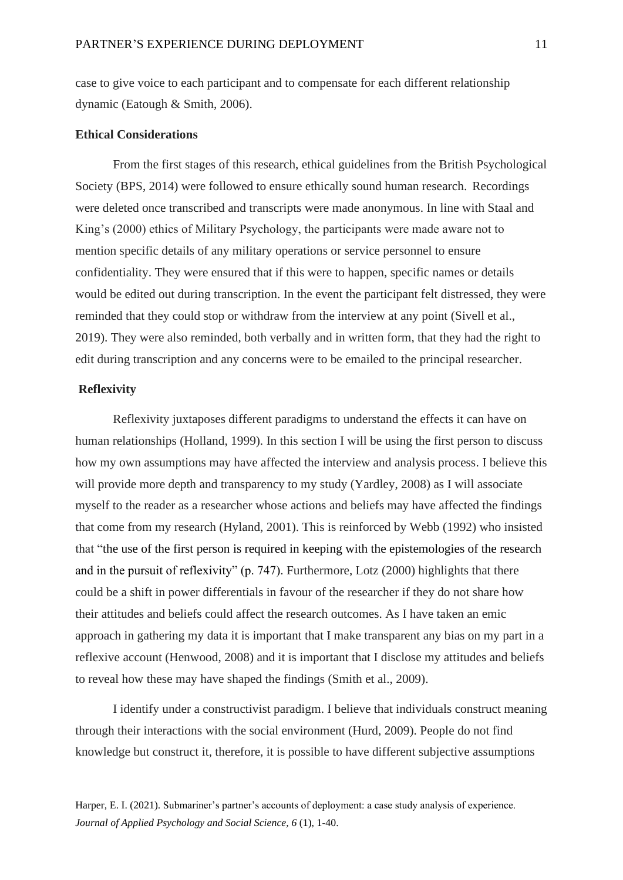case to give voice to each participant and to compensate for each different relationship dynamic (Eatough & Smith, 2006).

**Ethical Considerations**

From the first stages of this research, ethical guidelines from the British Psychological Society (BPS, 2014) were followed to ensure ethically sound human research. Recordings were deleted once transcribed and transcripts were made anonymous. In line with Staal and King's (2000) ethics of Military Psychology, the participants were made aware not to mention specific details of any military operations or service personnel to ensure confidentiality. They were ensured that if this were to happen, specific names or details would be edited out during transcription. In the event the participant felt distressed, they were reminded that they could stop or withdraw from the interview at any point (Sivell et al., 2019). They were also reminded, both verbally and in written form, that they had the right to edit during transcription and any concerns were to be emailed to the principal researcher.

**Reflexivity**

Reflexivity juxtaposes different paradigms to understand the effects it can have on human relationships (Holland, 1999). In this section I will be using the first person to discuss how my own assumptions may have affected the interview and analysis process. I believe this will provide more depth and transparency to my study (Yardley, 2008) as I will associate myself to the reader as a researcher whose actions and beliefs may have affected the findings that come from my research (Hyland, 2001). This is reinforced by Webb (1992) who insisted that "the use of the first person is required in keeping with the epistemologies of the research and in the pursuit of reflexivity" (p. 747). Furthermore, Lotz (2000) highlights that there could be a shift in power differentials in favour of the researcher if they do not share how their attitudes and beliefs could affect the research outcomes. As I have taken an emic approach in gathering my data it is important that I make transparent any bias on my part in a reflexive account (Henwood, 2008) and it is important that I disclose my attitudes and beliefs to reveal how these may have shaped the findings (Smith et al., 2009).

I identify under a constructivist paradigm. I believe that individuals construct meaning through their interactions with the social environment (Hurd, 2009). People do not find knowledge but construct it, therefore, it is possible to have different subjective assumptions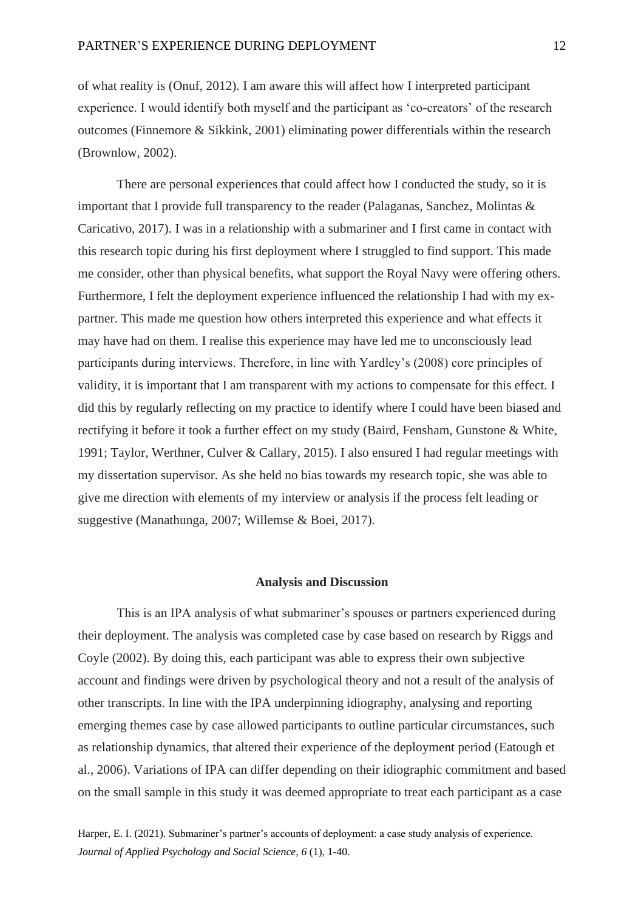of what reality is (Onuf, 2012). I am aware this will affect how I interpreted participant experience. I would identify both myself and the participant as 'co-creators' of the research outcomes (Finnemore & Sikkink, 2001) eliminating power differentials within the research (Brownlow, 2002).

There are personal experiences that could affect how I conducted the study, so it is important that I provide full transparency to the reader (Palaganas, Sanchez, Molintas & Caricativo, 2017). I was in a relationship with a submariner and I first came in contact with this research topic during his first deployment where I struggled to find support. This made me consider, other than physical benefits, what support the Royal Navy were offering others. Furthermore, I felt the deployment experience influenced the relationship I had with my ex-partner. This made me question how others interpreted this experience and what effects it may have had on them. I realise this experience may have led me to unconsciously lead participants during interviews. Therefore, in line with Yardley's (2008) core principles of validity, it is important that I am transparent with my actions to compensate for this effect. I did this by regularly reflecting on my practice to identify where I could have been biased and rectifying it before it took a further effect on my study (Baird, Fensham, Gunstone & White, 1991; Taylor, Werthner, Culver & Callary, 2015). I also ensured I had regular meetings with my dissertation supervisor. As she held no bias towards my research topic, she was able to give me direction with elements of my interview or analysis if the process felt leading or suggestive (Manathunga, 2007; Willemse & Boei, 2017).

## Analysis and Discussion

This is an IPA analysis of what submariner's spouses or partners experienced during their deployment. The analysis was completed case by case based on research by Riggs and Coyle (2002). By doing this, each participant was able to express their own subjective account and findings were driven by psychological theory and not a result of the analysis of other transcripts. In line with the IPA underpinning idiography, analysing and reporting emerging themes case by case allowed participants to outline particular circumstances, such as relationship dynamics, that altered their experience of the deployment period (Eatough et al., 2006). Variations of IPA can differ depending on their idiographic commitment and based on the small sample in this study it was deemed appropriate to treat each participant as a case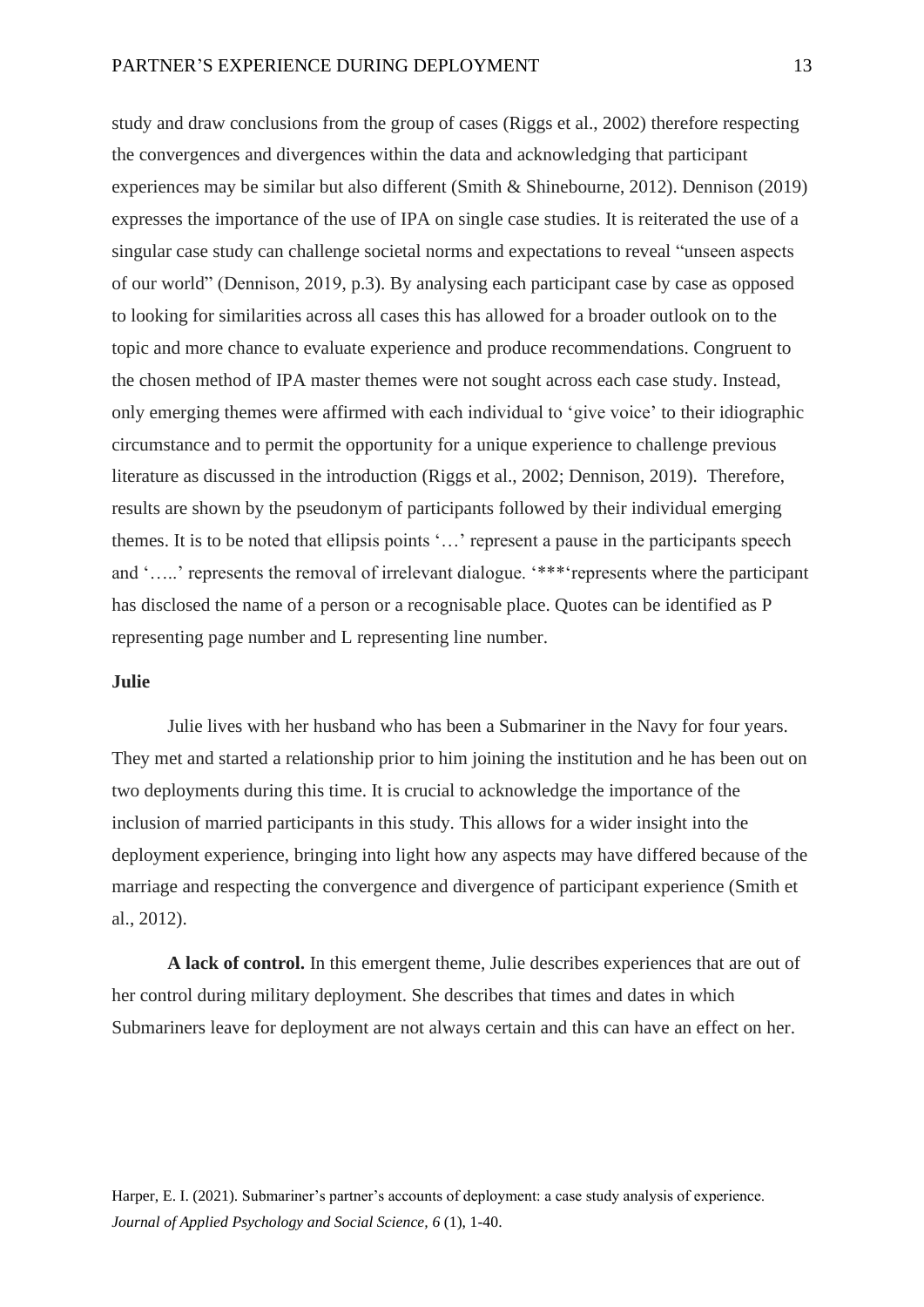study and draw conclusions from the group of cases (Riggs et al., 2002) therefore respecting the convergences and divergences within the data and acknowledging that participant experiences may be similar but also different (Smith & Shinebourne, 2012). Dennison (2019) expresses the importance of the use of IPA on single case studies. It is reiterated the use of a singular case study can challenge societal norms and expectations to reveal "unseen aspects of our world" (Dennison, 2019, p.3). By analysing each participant case by case as opposed to looking for similarities across all cases this has allowed for a broader outlook on to the topic and more chance to evaluate experience and produce recommendations. Congruent to the chosen method of IPA master themes were not sought across each case study. Instead, only emerging themes were affirmed with each individual to 'give voice' to their idiographic circumstance and to permit the opportunity for a unique experience to challenge previous literature as discussed in the introduction (Riggs et al., 2002; Dennison, 2019). Therefore, results are shown by the pseudonym of participants followed by their individual emerging themes. It is to be noted that ellipsis points '…' represent a pause in the participants speech and '…..' represents the removal of irrelevant dialogue. '***'represents where the participant has disclosed the name of a person or a recognisable place. Quotes can be identified as P representing page number and L representing line number.

**Julie**

Julie lives with her husband who has been a Submariner in the Navy for four years. They met and started a relationship prior to him joining the institution and he has been out on two deployments during this time. It is crucial to acknowledge the importance of the inclusion of married participants in this study. This allows for a wider insight into the deployment experience, bringing into light how any aspects may have differed because of the marriage and respecting the convergence and divergence of participant experience (Smith et al., 2012).

**A lack of control.** In this emergent theme, Julie describes experiences that are out of her control during military deployment. She describes that times and dates in which Submariners leave for deployment are not always certain and this can have an effect on her.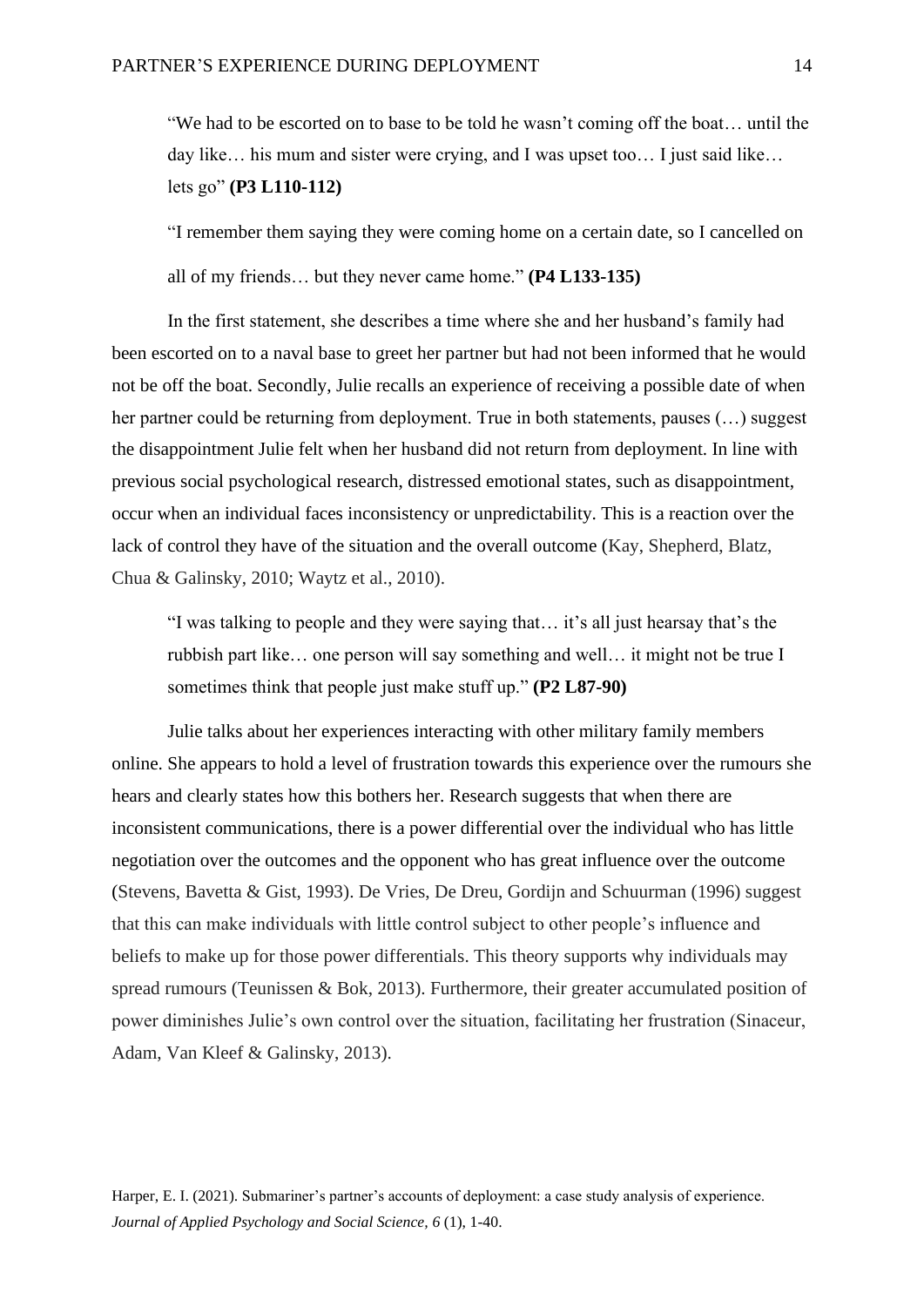“We had to be escorted on to base to be told he wasn’t coming off the boat… until the day like… his mum and sister were crying, and I was upset too… I just said like… lets go” **(P3 L110-112)**

“I remember them saying they were coming home on a certain date, so I cancelled on all of my friends… but they never came home.” **(P4 L133-135)**

In the first statement, she describes a time where she and her husband’s family had been escorted on to a naval base to greet her partner but had not been informed that he would not be off the boat. Secondly, Julie recalls an experience of receiving a possible date of when her partner could be returning from deployment. True in both statements, pauses (…) suggest the disappointment Julie felt when her husband did not return from deployment. In line with previous social psychological research, distressed emotional states, such as disappointment, occur when an individual faces inconsistency or unpredictability. This is a reaction over the lack of control they have of the situation and the overall outcome (Kay, Shepherd, Blatz, Chua & Galinsky, 2010; Waytz et al., 2010).

“I was talking to people and they were saying that… it’s all just hearsay that’s the rubbish part like… one person will say something and well… it might not be true I sometimes think that people just make stuff up.” **(P2 L87-90)**

Julie talks about her experiences interacting with other military family members online. She appears to hold a level of frustration towards this experience over the rumours she hears and clearly states how this bothers her. Research suggests that when there are inconsistent communications, there is a power differential over the individual who has little negotiation over the outcomes and the opponent who has great influence over the outcome (Stevens, Bavetta & Gist, 1993). De Vries, De Dreu, Gordijn and Schuurman (1996) suggest that this can make individuals with little control subject to other people’s influence and beliefs to make up for those power differentials. This theory supports why individuals may spread rumours (Teunissen & Bok, 2013). Furthermore, their greater accumulated position of power diminishes Julie’s own control over the situation, facilitating her frustration (Sinaceur, Adam, Van Kleef & Galinsky, 2013).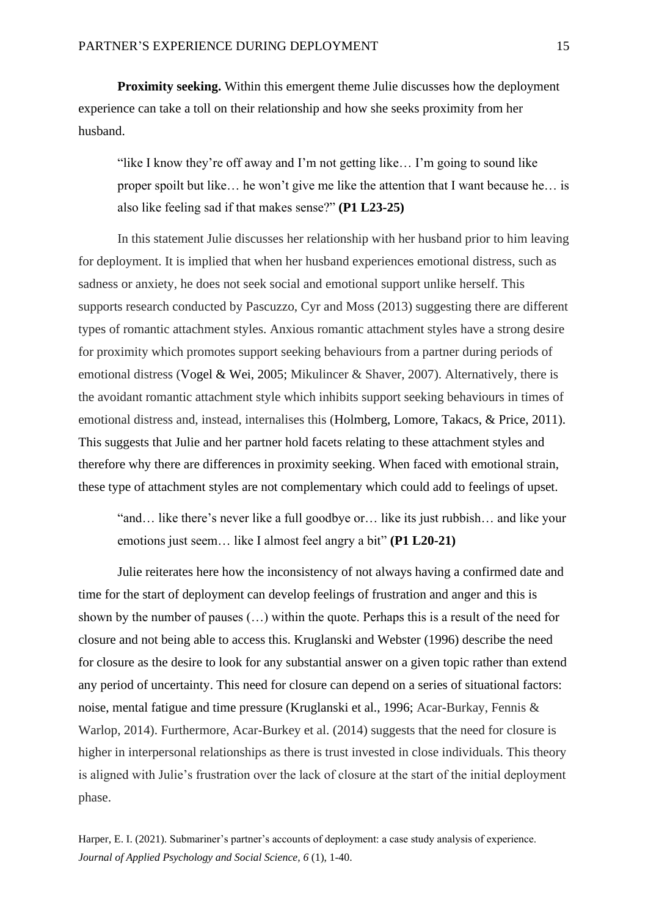**Proximity seeking.** Within this emergent theme Julie discusses how the deployment experience can take a toll on their relationship and how she seeks proximity from her husband.

> "like I know they're off away and I'm not getting like… I'm going to sound like proper spoilt but like… he won't give me like the attention that I want because he… is also like feeling sad if that makes sense?" **(P1 L23-25)**

In this statement Julie discusses her relationship with her husband prior to him leaving for deployment. It is implied that when her husband experiences emotional distress, such as sadness or anxiety, he does not seek social and emotional support unlike herself. This supports research conducted by Pascuzzo, Cyr and Moss (2013) suggesting there are different types of romantic attachment styles. Anxious romantic attachment styles have a strong desire for proximity which promotes support seeking behaviours from a partner during periods of emotional distress (Vogel & Wei, 2005; Mikulincer & Shaver, 2007). Alternatively, there is the avoidant romantic attachment style which inhibits support seeking behaviours in times of emotional distress and, instead, internalises this (Holmberg, Lomore, Takacs, & Price, 2011). This suggests that Julie and her partner hold facets relating to these attachment styles and therefore why there are differences in proximity seeking. When faced with emotional strain, these type of attachment styles are not complementary which could add to feelings of upset.

> "and… like there's never like a full goodbye or… like its just rubbish… and like your emotions just seem… like I almost feel angry a bit" **(P1 L20-21)**

Julie reiterates here how the inconsistency of not always having a confirmed date and time for the start of deployment can develop feelings of frustration and anger and this is shown by the number of pauses (…) within the quote. Perhaps this is a result of the need for closure and not being able to access this. Kruglanski and Webster (1996) describe the need for closure as the desire to look for any substantial answer on a given topic rather than extend any period of uncertainty. This need for closure can depend on a series of situational factors: noise, mental fatigue and time pressure (Kruglanski et al., 1996; Acar-Burkay, Fennis & Warlop, 2014). Furthermore, Acar-Burkey et al. (2014) suggests that the need for closure is higher in interpersonal relationships as there is trust invested in close individuals. This theory is aligned with Julie's frustration over the lack of closure at the start of the initial deployment phase.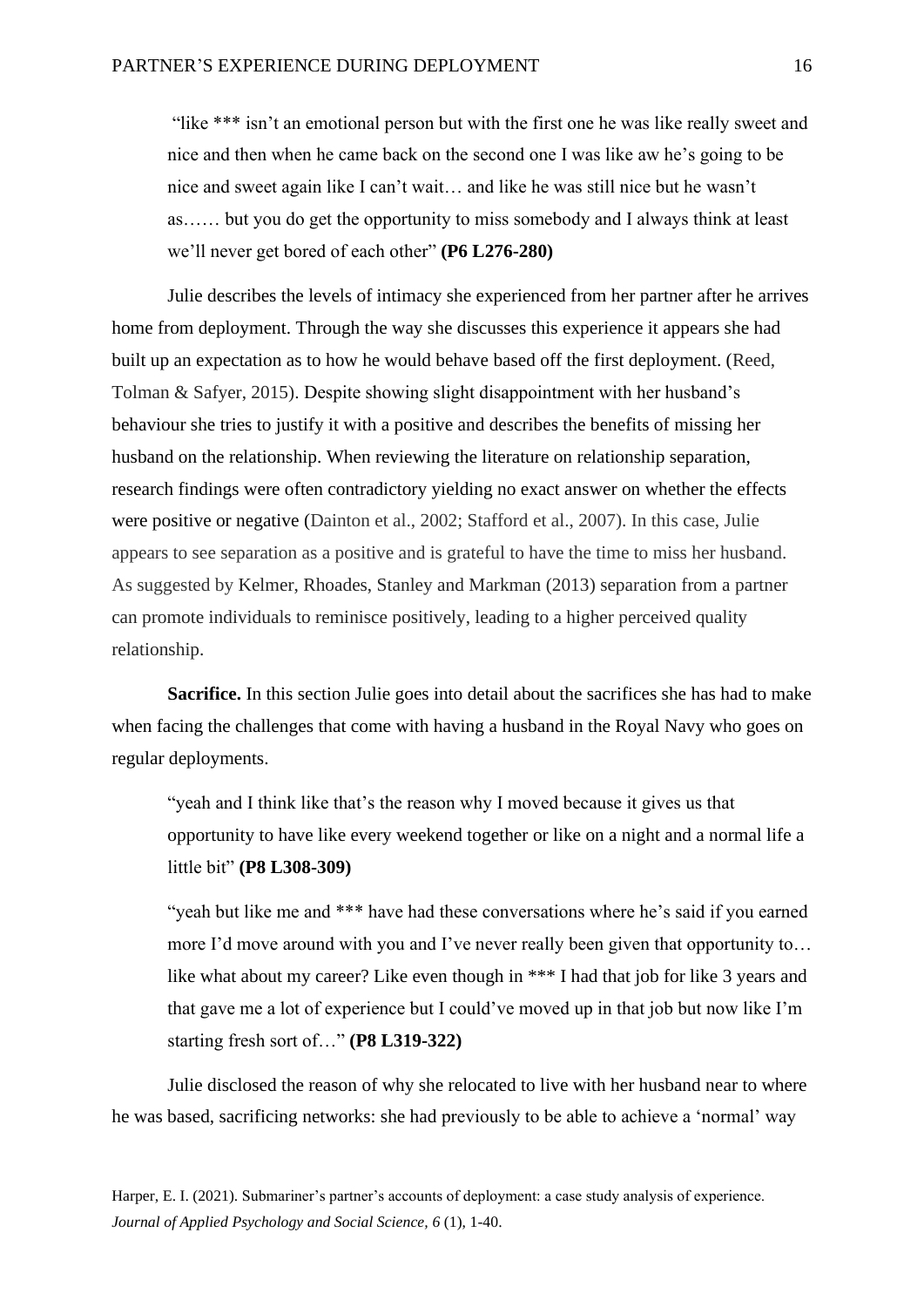"like *** isn't an emotional person but with the first one he was like really sweet and nice and then when he came back on the second one I was like aw he's going to be nice and sweet again like I can't wait… and like he was still nice but he wasn't as…… but you do get the opportunity to miss somebody and I always think at least we'll never get bored of each other" **(P6 L276-280)**

Julie describes the levels of intimacy she experienced from her partner after he arrives home from deployment. Through the way she discusses this experience it appears she had built up an expectation as to how he would behave based off the first deployment. (Reed, Tolman & Safyer, 2015). Despite showing slight disappointment with her husband's behaviour she tries to justify it with a positive and describes the benefits of missing her husband on the relationship. When reviewing the literature on relationship separation, research findings were often contradictory yielding no exact answer on whether the effects were positive or negative (Dainton et al., 2002; Stafford et al., 2007). In this case, Julie appears to see separation as a positive and is grateful to have the time to miss her husband. As suggested by Kelmer, Rhoades, Stanley and Markman (2013) separation from a partner can promote individuals to reminisce positively, leading to a higher perceived quality relationship.

**Sacrifice.** In this section Julie goes into detail about the sacrifices she has had to make when facing the challenges that come with having a husband in the Royal Navy who goes on regular deployments.

"yeah and I think like that's the reason why I moved because it gives us that opportunity to have like every weekend together or like on a night and a normal life a little bit" **(P8 L308-309)**

"yeah but like me and *** have had these conversations where he's said if you earned more I'd move around with you and I've never really been given that opportunity to… like what about my career? Like even though in *** I had that job for like 3 years and that gave me a lot of experience but I could've moved up in that job but now like I'm starting fresh sort of…" **(P8 L319-322)**

Julie disclosed the reason of why she relocated to live with her husband near to where he was based, sacrificing networks: she had previously to be able to achieve a 'normal' way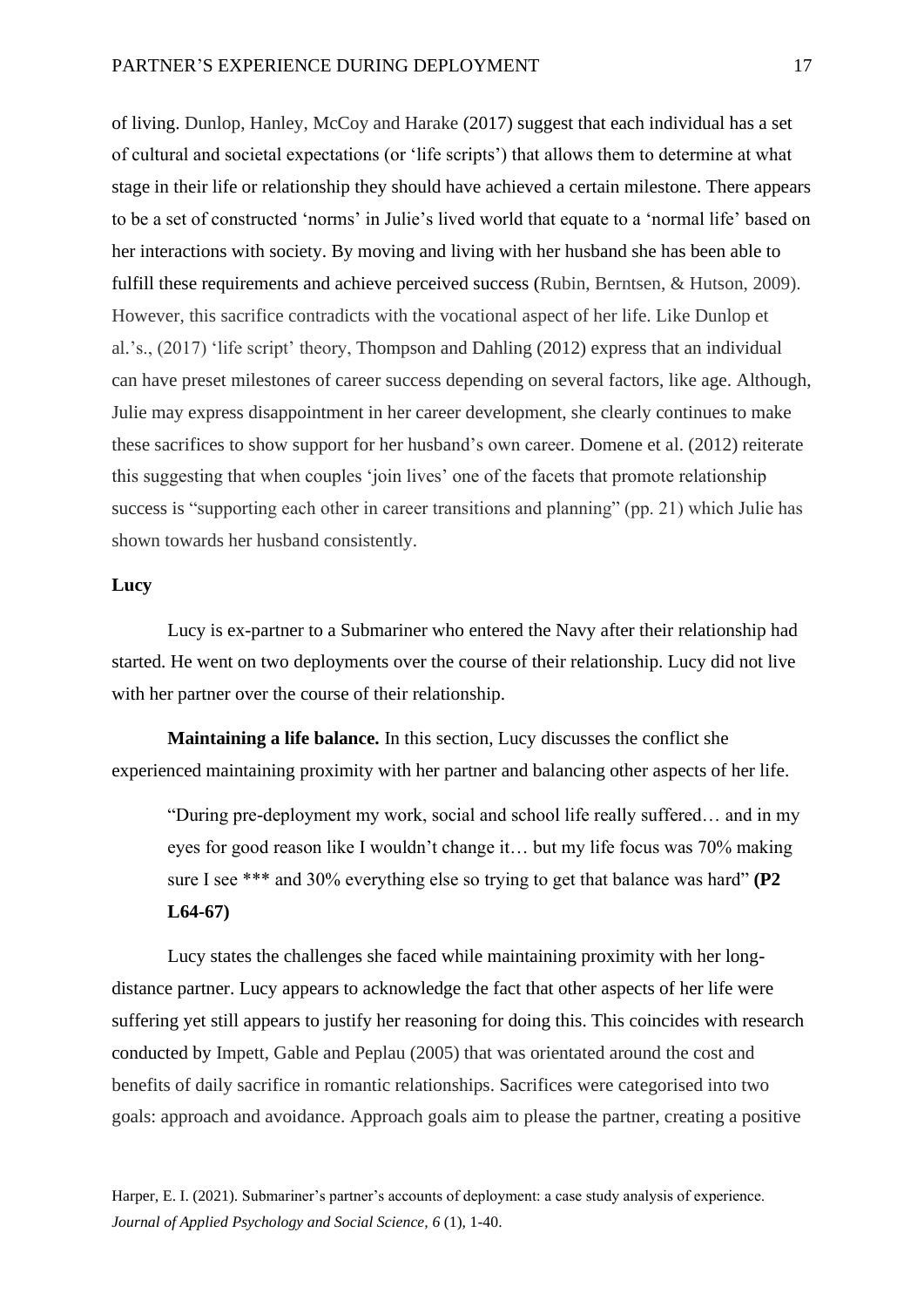of living. Dunlop, Hanley, McCoy and Harake (2017) suggest that each individual has a set of cultural and societal expectations (or 'life scripts') that allows them to determine at what stage in their life or relationship they should have achieved a certain milestone. There appears to be a set of constructed 'norms' in Julie's lived world that equate to a 'normal life' based on her interactions with society. By moving and living with her husband she has been able to fulfill these requirements and achieve perceived success (Rubin, Berntsen, & Hutson, 2009). However, this sacrifice contradicts with the vocational aspect of her life. Like Dunlop et al.'s., (2017) 'life script' theory, Thompson and Dahling (2012) express that an individual can have preset milestones of career success depending on several factors, like age. Although, Julie may express disappointment in her career development, she clearly continues to make these sacrifices to show support for her husband's own career. Domene et al. (2012) reiterate this suggesting that when couples 'join lives' one of the facets that promote relationship success is "supporting each other in career transitions and planning" (pp. 21) which Julie has shown towards her husband consistently.

**Lucy**

Lucy is ex-partner to a Submariner who entered the Navy after their relationship had started. He went on two deployments over the course of their relationship. Lucy did not live with her partner over the course of their relationship.

**Maintaining a life balance.** In this section, Lucy discusses the conflict she experienced maintaining proximity with her partner and balancing other aspects of her life.

> "During pre-deployment my work, social and school life really suffered… and in my eyes for good reason like I wouldn't change it… but my life focus was 70% making sure I see *** and 30% everything else so trying to get that balance was hard" **(P2 L64-67)**

Lucy states the challenges she faced while maintaining proximity with her long-distance partner. Lucy appears to acknowledge the fact that other aspects of her life were suffering yet still appears to justify her reasoning for doing this. This coincides with research conducted by Impett, Gable and Peplau (2005) that was orientated around the cost and benefits of daily sacrifice in romantic relationships. Sacrifices were categorised into two goals: approach and avoidance. Approach goals aim to please the partner, creating a positive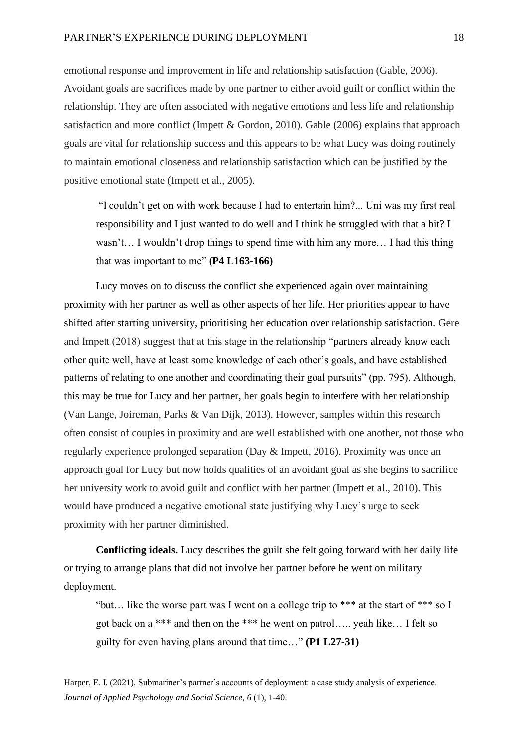emotional response and improvement in life and relationship satisfaction (Gable, 2006). Avoidant goals are sacrifices made by one partner to either avoid guilt or conflict within the relationship. They are often associated with negative emotions and less life and relationship satisfaction and more conflict (Impett & Gordon, 2010). Gable (2006) explains that approach goals are vital for relationship success and this appears to be what Lucy was doing routinely to maintain emotional closeness and relationship satisfaction which can be justified by the positive emotional state (Impett et al., 2005).

> "I couldn't get on with work because I had to entertain him?... Uni was my first real responsibility and I just wanted to do well and I think he struggled with that a bit? I wasn't… I wouldn't drop things to spend time with him any more… I had this thing that was important to me" **(P4 L163-166)**

Lucy moves on to discuss the conflict she experienced again over maintaining proximity with her partner as well as other aspects of her life. Her priorities appear to have shifted after starting university, prioritising her education over relationship satisfaction. Gere and Impett (2018) suggest that at this stage in the relationship "partners already know each other quite well, have at least some knowledge of each other's goals, and have established patterns of relating to one another and coordinating their goal pursuits" (pp. 795). Although, this may be true for Lucy and her partner, her goals begin to interfere with her relationship (Van Lange, Joireman, Parks & Van Dijk, 2013). However, samples within this research often consist of couples in proximity and are well established with one another, not those who regularly experience prolonged separation (Day & Impett, 2016). Proximity was once an approach goal for Lucy but now holds qualities of an avoidant goal as she begins to sacrifice her university work to avoid guilt and conflict with her partner (Impett et al., 2010). This would have produced a negative emotional state justifying why Lucy's urge to seek proximity with her partner diminished.

**Conflicting ideals.** Lucy describes the guilt she felt going forward with her daily life or trying to arrange plans that did not involve her partner before he went on military deployment.

> "but… like the worse part was I went on a college trip to *** at the start of *** so I got back on a *** and then on the *** he went on patrol….. yeah like… I felt so guilty for even having plans around that time…" **(P1 L27-31)**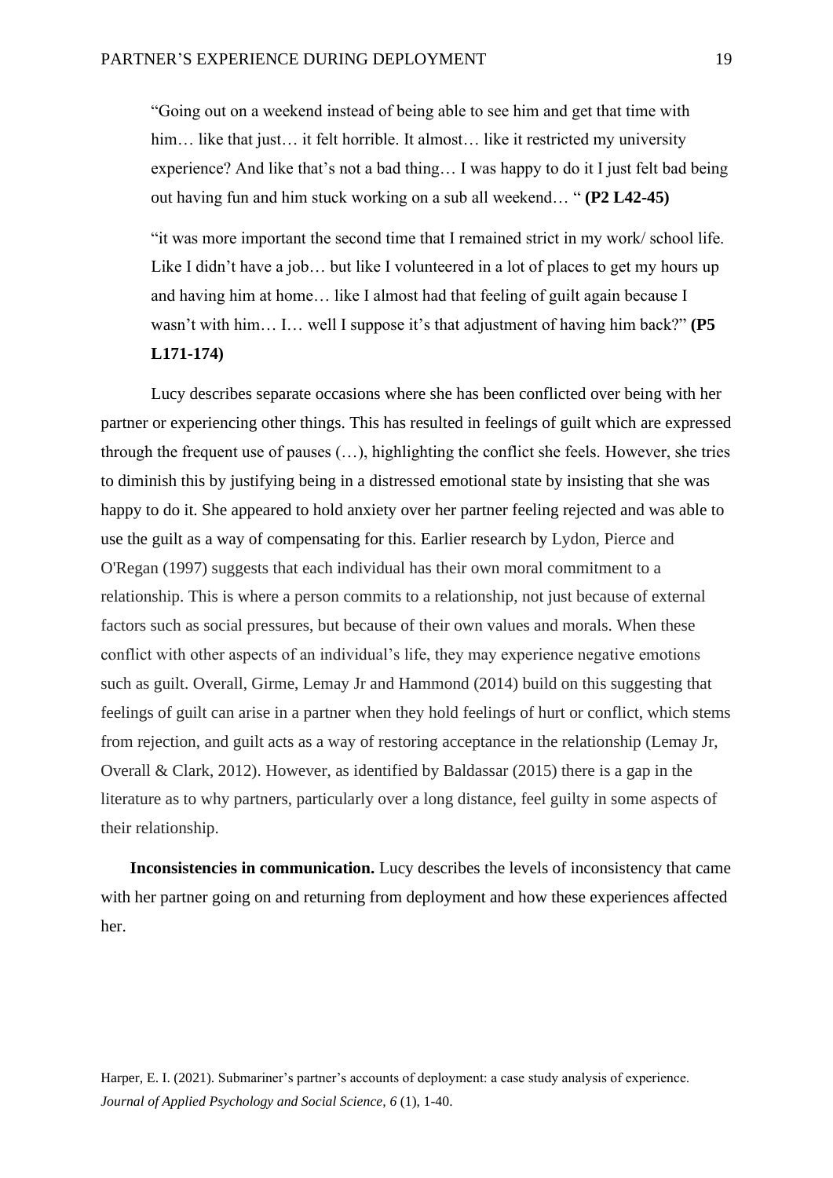"Going out on a weekend instead of being able to see him and get that time with him… like that just… it felt horrible. It almost… like it restricted my university experience? And like that's not a bad thing… I was happy to do it I just felt bad being out having fun and him stuck working on a sub all weekend… " **(P2 L42-45)**

"it was more important the second time that I remained strict in my work/ school life. Like I didn't have a job… but like I volunteered in a lot of places to get my hours up and having him at home… like I almost had that feeling of guilt again because I wasn't with him… I… well I suppose it's that adjustment of having him back?" **(P5 L171-174)**

Lucy describes separate occasions where she has been conflicted over being with her partner or experiencing other things. This has resulted in feelings of guilt which are expressed through the frequent use of pauses (…), highlighting the conflict she feels. However, she tries to diminish this by justifying being in a distressed emotional state by insisting that she was happy to do it. She appeared to hold anxiety over her partner feeling rejected and was able to use the guilt as a way of compensating for this. Earlier research by Lydon, Pierce and O'Regan (1997) suggests that each individual has their own moral commitment to a relationship. This is where a person commits to a relationship, not just because of external factors such as social pressures, but because of their own values and morals. When these conflict with other aspects of an individual's life, they may experience negative emotions such as guilt. Overall, Girme, Lemay Jr and Hammond (2014) build on this suggesting that feelings of guilt can arise in a partner when they hold feelings of hurt or conflict, which stems from rejection, and guilt acts as a way of restoring acceptance in the relationship (Lemay Jr, Overall & Clark, 2012). However, as identified by Baldassar (2015) there is a gap in the literature as to why partners, particularly over a long distance, feel guilty in some aspects of their relationship.

**Inconsistencies in communication.** Lucy describes the levels of inconsistency that came with her partner going on and returning from deployment and how these experiences affected her.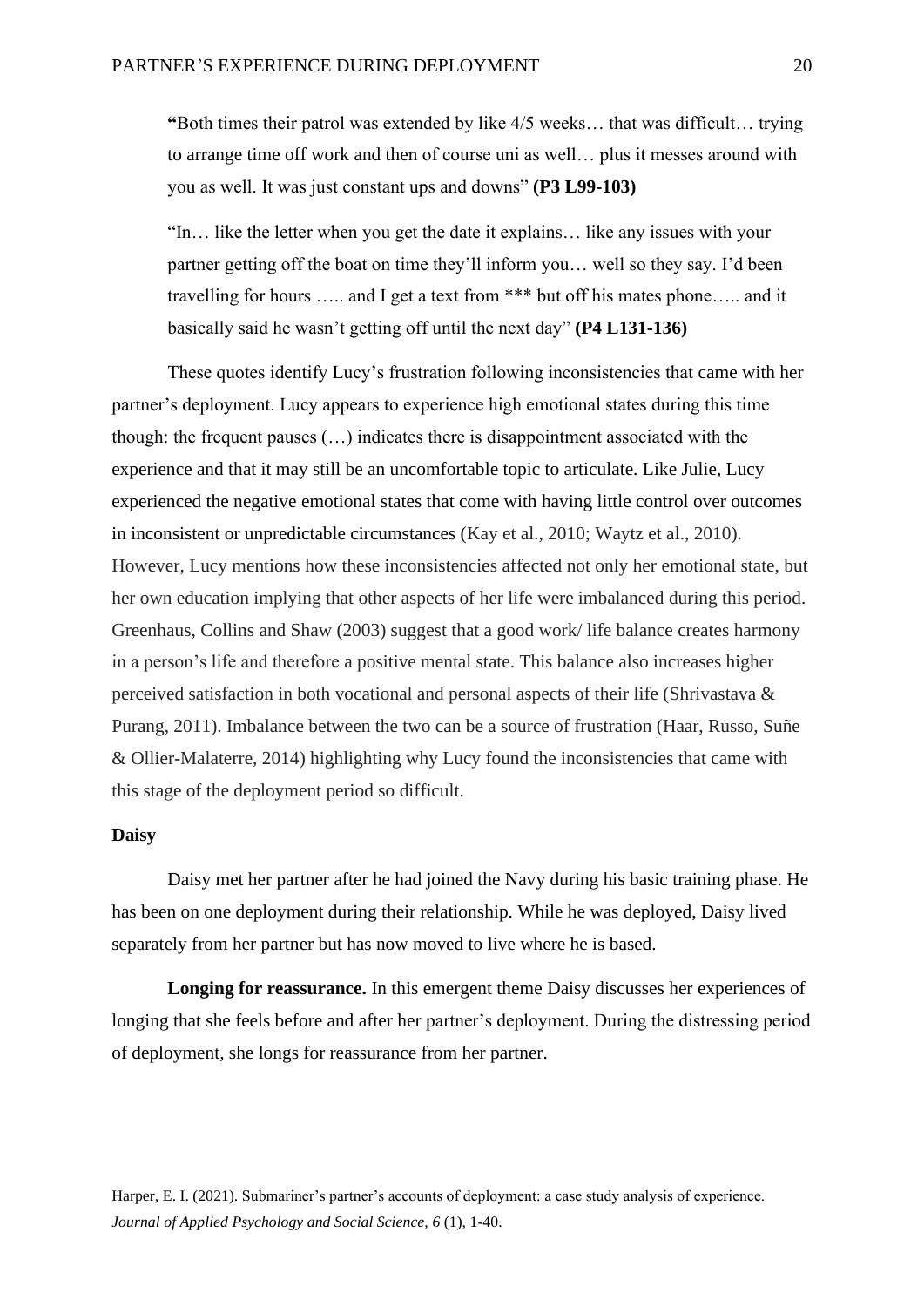"Both times their patrol was extended by like 4/5 weeks… that was difficult… trying to arrange time off work and then of course uni as well… plus it messes around with you as well. It was just constant ups and downs" **(P3 L99-103)**

"In… like the letter when you get the date it explains… like any issues with your partner getting off the boat on time they'll inform you… well so they say. I'd been travelling for hours ….. and I get a text from *** but off his mates phone….. and it basically said he wasn't getting off until the next day" **(P4 L131-136)**

These quotes identify Lucy's frustration following inconsistencies that came with her partner's deployment. Lucy appears to experience high emotional states during this time though: the frequent pauses (…) indicates there is disappointment associated with the experience and that it may still be an uncomfortable topic to articulate. Like Julie, Lucy experienced the negative emotional states that come with having little control over outcomes in inconsistent or unpredictable circumstances (Kay et al., 2010; Waytz et al., 2010). However, Lucy mentions how these inconsistencies affected not only her emotional state, but her own education implying that other aspects of her life were imbalanced during this period. Greenhaus, Collins and Shaw (2003) suggest that a good work/ life balance creates harmony in a person's life and therefore a positive mental state. This balance also increases higher perceived satisfaction in both vocational and personal aspects of their life (Shrivastava & Purang, 2011). Imbalance between the two can be a source of frustration (Haar, Russo, Suñe & Ollier-Malaterre, 2014) highlighting why Lucy found the inconsistencies that came with this stage of the deployment period so difficult.

### Daisy

Daisy met her partner after he had joined the Navy during his basic training phase. He has been on one deployment during their relationship. While he was deployed, Daisy lived separately from her partner but has now moved to live where he is based.

**Longing for reassurance.** In this emergent theme Daisy discusses her experiences of longing that she feels before and after her partner's deployment. During the distressing period of deployment, she longs for reassurance from her partner.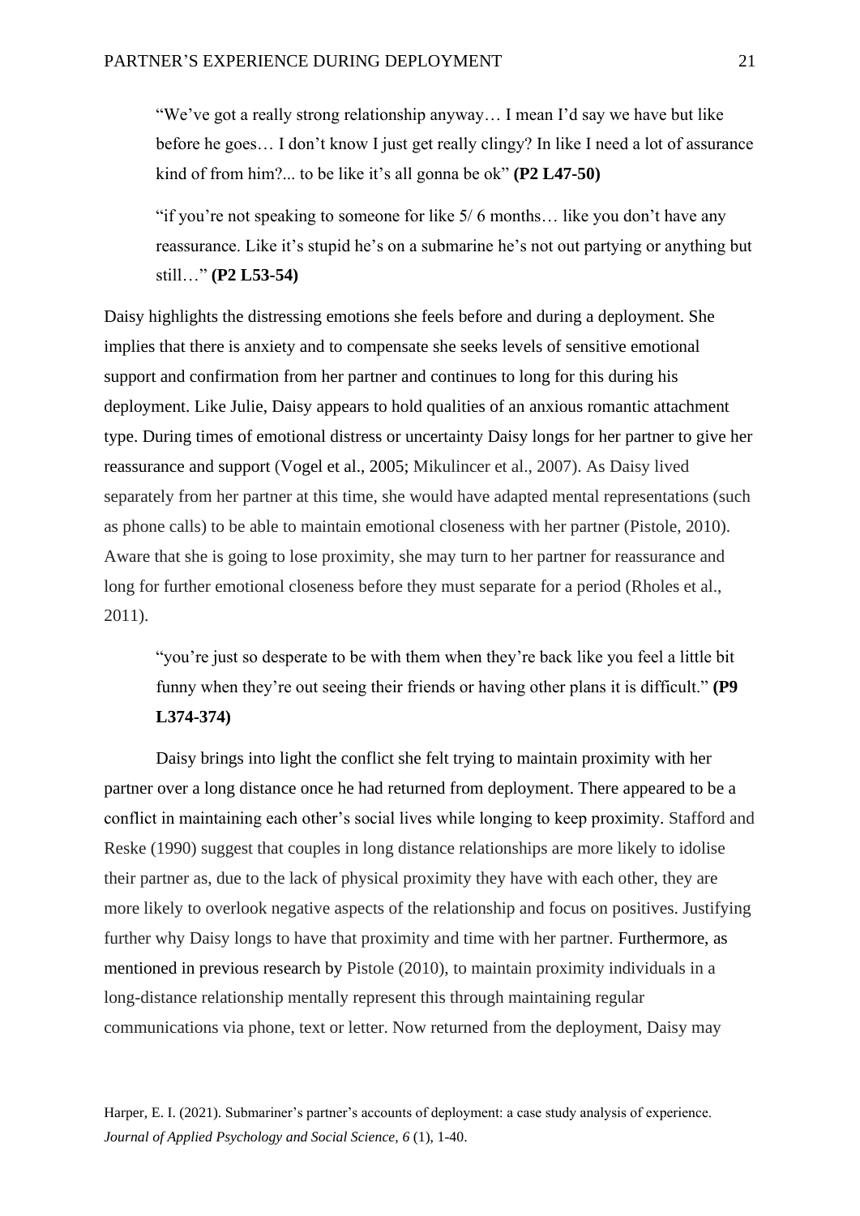> "We've got a really strong relationship anyway… I mean I'd say we have but like before he goes… I don't know I just get really clingy? In like I need a lot of assurance kind of from him?... to be like it's all gonna be ok" **(P2 L47-50)**

> "if you're not speaking to someone for like 5/ 6 months… like you don't have any reassurance. Like it's stupid he's on a submarine he's not out partying or anything but still…" **(P2 L53-54)**

Daisy highlights the distressing emotions she feels before and during a deployment. She implies that there is anxiety and to compensate she seeks levels of sensitive emotional support and confirmation from her partner and continues to long for this during his deployment. Like Julie, Daisy appears to hold qualities of an anxious romantic attachment type. During times of emotional distress or uncertainty Daisy longs for her partner to give her reassurance and support (Vogel et al., 2005; Mikulincer et al., 2007). As Daisy lived separately from her partner at this time, she would have adapted mental representations (such as phone calls) to be able to maintain emotional closeness with her partner (Pistole, 2010). Aware that she is going to lose proximity, she may turn to her partner for reassurance and long for further emotional closeness before they must separate for a period (Rholes et al., 2011).

> "you're just so desperate to be with them when they're back like you feel a little bit funny when they're out seeing their friends or having other plans it is difficult." **(P9 L374-374)**

Daisy brings into light the conflict she felt trying to maintain proximity with her partner over a long distance once he had returned from deployment. There appeared to be a conflict in maintaining each other's social lives while longing to keep proximity. Stafford and Reske (1990) suggest that couples in long distance relationships are more likely to idolise their partner as, due to the lack of physical proximity they have with each other, they are more likely to overlook negative aspects of the relationship and focus on positives. Justifying further why Daisy longs to have that proximity and time with her partner. Furthermore, as mentioned in previous research by Pistole (2010), to maintain proximity individuals in a long-distance relationship mentally represent this through maintaining regular communications via phone, text or letter. Now returned from the deployment, Daisy may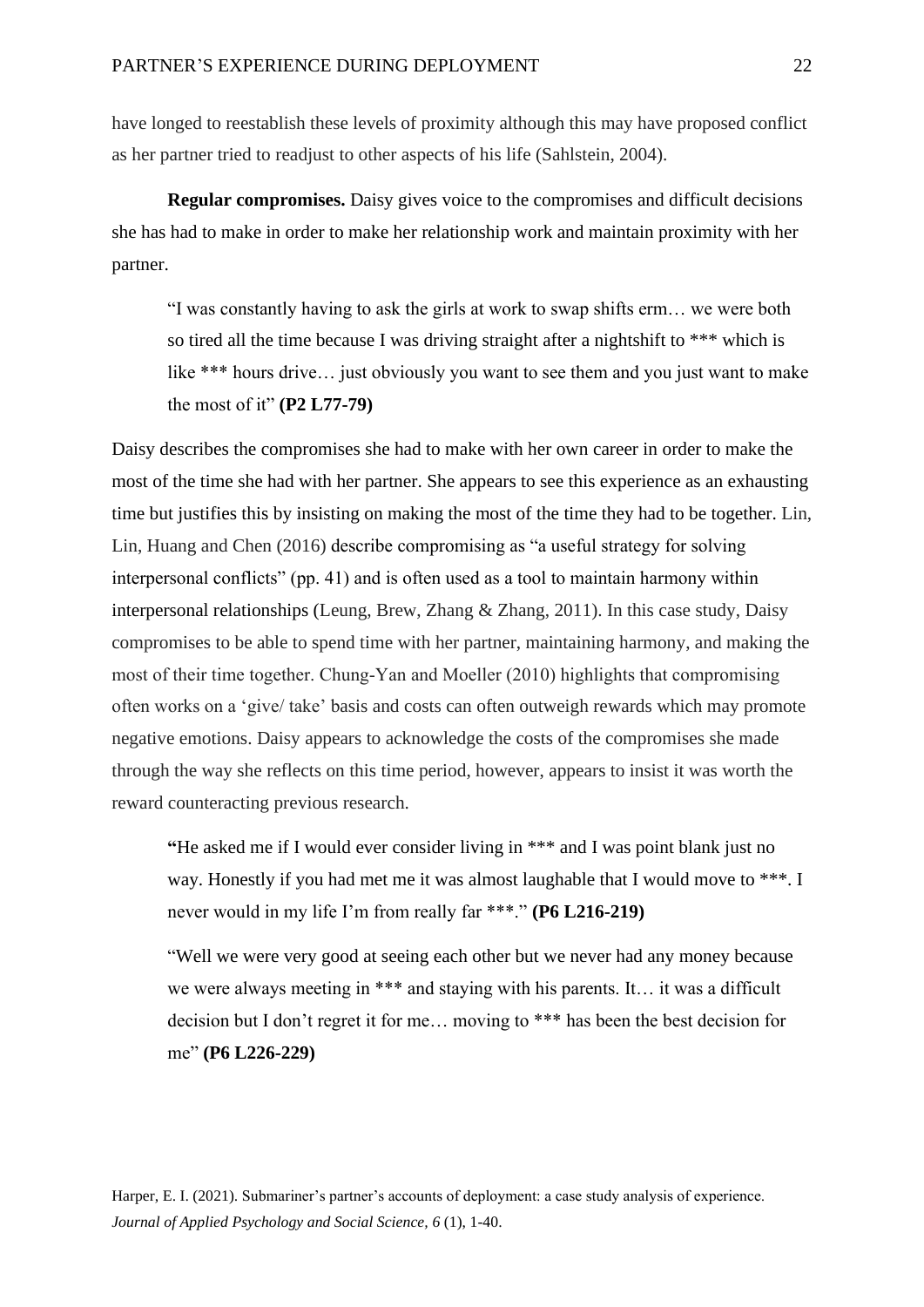have longed to reestablish these levels of proximity although this may have proposed conflict as her partner tried to readjust to other aspects of his life (Sahlstein, 2004).

**Regular compromises.** Daisy gives voice to the compromises and difficult decisions she has had to make in order to make her relationship work and maintain proximity with her partner.

> "I was constantly having to ask the girls at work to swap shifts erm… we were both so tired all the time because I was driving straight after a nightshift to *** which is like *** hours drive… just obviously you want to see them and you just want to make the most of it" **(P2 L77-79)**

Daisy describes the compromises she had to make with her own career in order to make the most of the time she had with her partner. She appears to see this experience as an exhausting time but justifies this by insisting on making the most of the time they had to be together. Lin, Lin, Huang and Chen (2016) describe compromising as "a useful strategy for solving interpersonal conflicts" (pp. 41) and is often used as a tool to maintain harmony within interpersonal relationships (Leung, Brew, Zhang & Zhang, 2011). In this case study, Daisy compromises to be able to spend time with her partner, maintaining harmony, and making the most of their time together. Chung-Yan and Moeller (2010) highlights that compromising often works on a 'give/ take' basis and costs can often outweigh rewards which may promote negative emotions. Daisy appears to acknowledge the costs of the compromises she made through the way she reflects on this time period, however, appears to insist it was worth the reward counteracting previous research.

> "He asked me if I would ever consider living in *** and I was point blank just no way. Honestly if you had met me it was almost laughable that I would move to ***. I never would in my life I'm from really far ***." **(P6 L216-219)**

> "Well we were very good at seeing each other but we never had any money because we were always meeting in *** and staying with his parents. It… it was a difficult decision but I don't regret it for me… moving to *** has been the best decision for me" **(P6 L226-229)**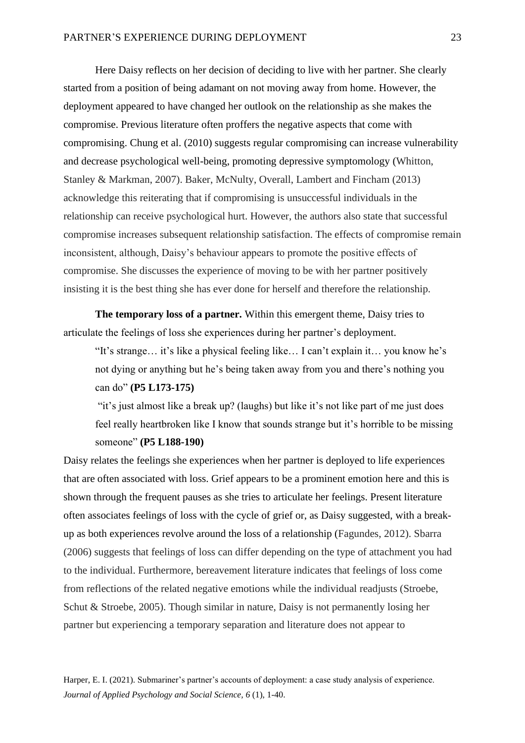Here Daisy reflects on her decision of deciding to live with her partner. She clearly started from a position of being adamant on not moving away from home. However, the deployment appeared to have changed her outlook on the relationship as she makes the compromise. Previous literature often proffers the negative aspects that come with compromising. Chung et al. (2010) suggests regular compromising can increase vulnerability and decrease psychological well-being, promoting depressive symptomology (Whitton, Stanley & Markman, 2007). Baker, McNulty, Overall, Lambert and Fincham (2013) acknowledge this reiterating that if compromising is unsuccessful individuals in the relationship can receive psychological hurt. However, the authors also state that successful compromise increases subsequent relationship satisfaction. The effects of compromise remain inconsistent, although, Daisy's behaviour appears to promote the positive effects of compromise. She discusses the experience of moving to be with her partner positively insisting it is the best thing she has ever done for herself and therefore the relationship.

**The temporary loss of a partner.** Within this emergent theme, Daisy tries to articulate the feelings of loss she experiences during her partner's deployment.

> "It's strange… it's like a physical feeling like… I can't explain it… you know he's not dying or anything but he's being taken away from you and there's nothing you can do" **(P5 L173-175)**
>
> "it's just almost like a break up? (laughs) but like it's not like part of me just does feel really heartbroken like I know that sounds strange but it's horrible to be missing someone" **(P5 L188-190)**

Daisy relates the feelings she experiences when her partner is deployed to life experiences that are often associated with loss. Grief appears to be a prominent emotion here and this is shown through the frequent pauses as she tries to articulate her feelings. Present literature often associates feelings of loss with the cycle of grief or, as Daisy suggested, with a break-up as both experiences revolve around the loss of a relationship (Fagundes, 2012). Sbarra (2006) suggests that feelings of loss can differ depending on the type of attachment you had to the individual. Furthermore, bereavement literature indicates that feelings of loss come from reflections of the related negative emotions while the individual readjusts (Stroebe, Schut & Stroebe, 2005). Though similar in nature, Daisy is not permanently losing her partner but experiencing a temporary separation and literature does not appear to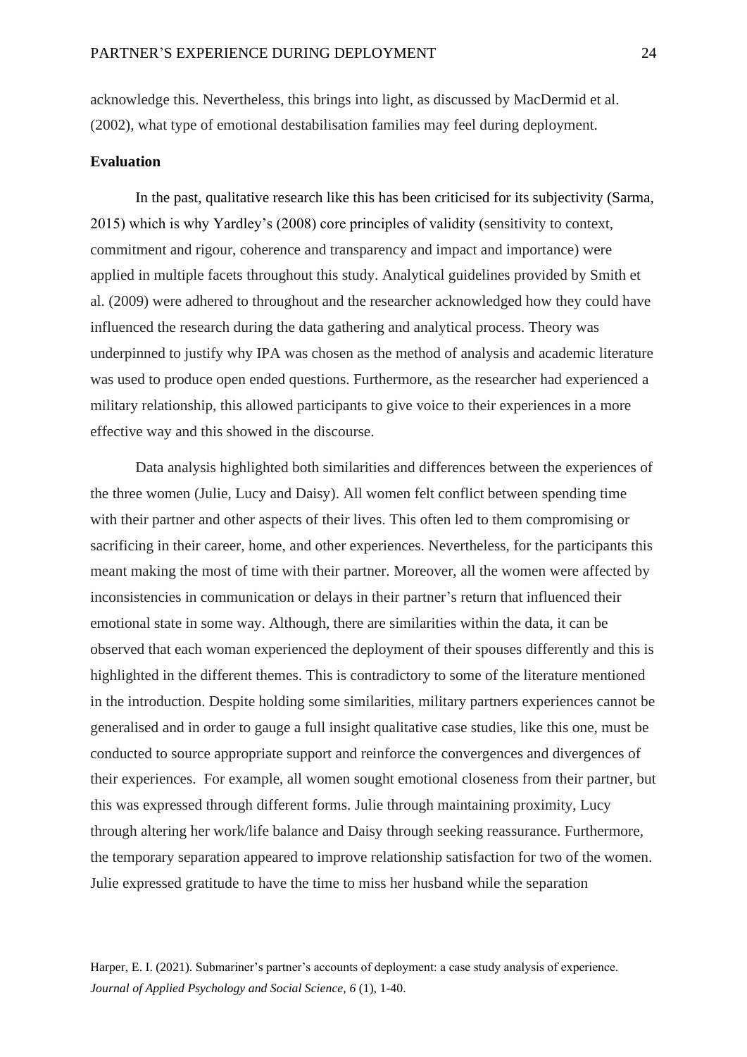acknowledge this. Nevertheless, this brings into light, as discussed by MacDermid et al. (2002), what type of emotional destabilisation families may feel during deployment.

**Evaluation**

In the past, qualitative research like this has been criticised for its subjectivity (Sarma, 2015) which is why Yardley's (2008) core principles of validity (sensitivity to context, commitment and rigour, coherence and transparency and impact and importance) were applied in multiple facets throughout this study. Analytical guidelines provided by Smith et al. (2009) were adhered to throughout and the researcher acknowledged how they could have influenced the research during the data gathering and analytical process. Theory was underpinned to justify why IPA was chosen as the method of analysis and academic literature was used to produce open ended questions. Furthermore, as the researcher had experienced a military relationship, this allowed participants to give voice to their experiences in a more effective way and this showed in the discourse.

Data analysis highlighted both similarities and differences between the experiences of the three women (Julie, Lucy and Daisy). All women felt conflict between spending time with their partner and other aspects of their lives. This often led to them compromising or sacrificing in their career, home, and other experiences. Nevertheless, for the participants this meant making the most of time with their partner. Moreover, all the women were affected by inconsistencies in communication or delays in their partner's return that influenced their emotional state in some way. Although, there are similarities within the data, it can be observed that each woman experienced the deployment of their spouses differently and this is highlighted in the different themes. This is contradictory to some of the literature mentioned in the introduction. Despite holding some similarities, military partners experiences cannot be generalised and in order to gauge a full insight qualitative case studies, like this one, must be conducted to source appropriate support and reinforce the convergences and divergences of their experiences. For example, all women sought emotional closeness from their partner, but this was expressed through different forms. Julie through maintaining proximity, Lucy through altering her work/life balance and Daisy through seeking reassurance. Furthermore, the temporary separation appeared to improve relationship satisfaction for two of the women. Julie expressed gratitude to have the time to miss her husband while the separation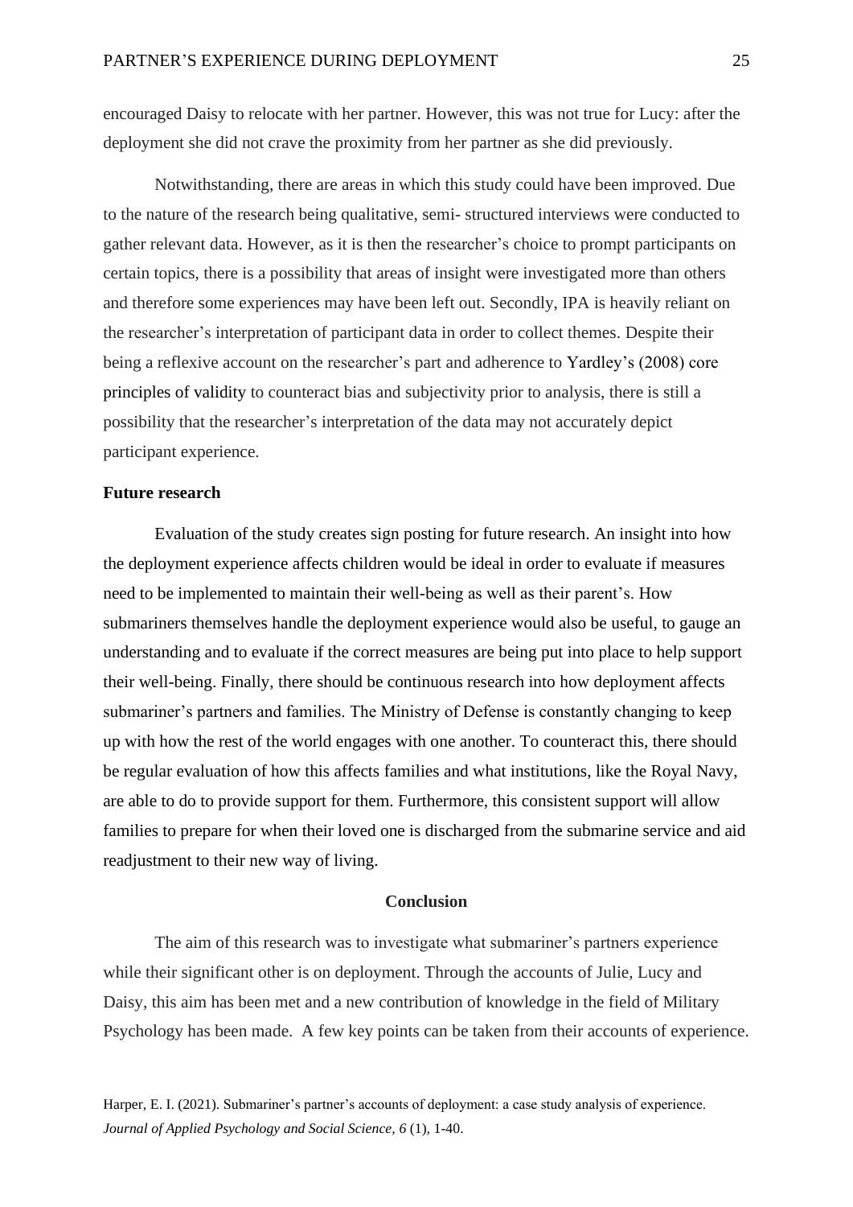encouraged Daisy to relocate with her partner. However, this was not true for Lucy: after the deployment she did not crave the proximity from her partner as she did previously.

Notwithstanding, there are areas in which this study could have been improved. Due to the nature of the research being qualitative, semi- structured interviews were conducted to gather relevant data. However, as it is then the researcher's choice to prompt participants on certain topics, there is a possibility that areas of insight were investigated more than others and therefore some experiences may have been left out. Secondly, IPA is heavily reliant on the researcher's interpretation of participant data in order to collect themes. Despite their being a reflexive account on the researcher's part and adherence to Yardley's (2008) core principles of validity to counteract bias and subjectivity prior to analysis, there is still a possibility that the researcher's interpretation of the data may not accurately depict participant experience.

**Future research**

Evaluation of the study creates sign posting for future research. An insight into how the deployment experience affects children would be ideal in order to evaluate if measures need to be implemented to maintain their well-being as well as their parent's. How submariners themselves handle the deployment experience would also be useful, to gauge an understanding and to evaluate if the correct measures are being put into place to help support their well-being. Finally, there should be continuous research into how deployment affects submariner's partners and families. The Ministry of Defense is constantly changing to keep up with how the rest of the world engages with one another. To counteract this, there should be regular evaluation of how this affects families and what institutions, like the Royal Navy, are able to do to provide support for them. Furthermore, this consistent support will allow families to prepare for when their loved one is discharged from the submarine service and aid readjustment to their new way of living.

## Conclusion

The aim of this research was to investigate what submariner's partners experience while their significant other is on deployment. Through the accounts of Julie, Lucy and Daisy, this aim has been met and a new contribution of knowledge in the field of Military Psychology has been made. A few key points can be taken from their accounts of experience.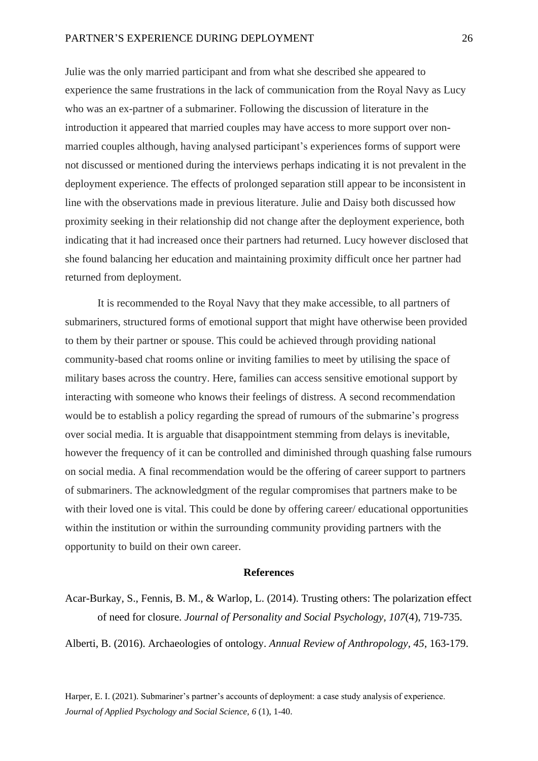Julie was the only married participant and from what she described she appeared to experience the same frustrations in the lack of communication from the Royal Navy as Lucy who was an ex-partner of a submariner. Following the discussion of literature in the introduction it appeared that married couples may have access to more support over non-married couples although, having analysed participant's experiences forms of support were not discussed or mentioned during the interviews perhaps indicating it is not prevalent in the deployment experience. The effects of prolonged separation still appear to be inconsistent in line with the observations made in previous literature. Julie and Daisy both discussed how proximity seeking in their relationship did not change after the deployment experience, both indicating that it had increased once their partners had returned. Lucy however disclosed that she found balancing her education and maintaining proximity difficult once her partner had returned from deployment.

It is recommended to the Royal Navy that they make accessible, to all partners of submariners, structured forms of emotional support that might have otherwise been provided to them by their partner or spouse. This could be achieved through providing national community-based chat rooms online or inviting families to meet by utilising the space of military bases across the country. Here, families can access sensitive emotional support by interacting with someone who knows their feelings of distress. A second recommendation would be to establish a policy regarding the spread of rumours of the submarine's progress over social media. It is arguable that disappointment stemming from delays is inevitable, however the frequency of it can be controlled and diminished through quashing false rumours on social media. A final recommendation would be the offering of career support to partners of submariners. The acknowledgment of the regular compromises that partners make to be with their loved one is vital. This could be done by offering career/ educational opportunities within the institution or within the surrounding community providing partners with the opportunity to build on their own career.

## References

Acar-Burkay, S., Fennis, B. M., & Warlop, L. (2014). Trusting others: The polarization effect of need for closure. *Journal of Personality and Social Psychology, 107*(4), 719-735.

Alberti, B. (2016). Archaeologies of ontology. *Annual Review of Anthropology, 45*, 163-179.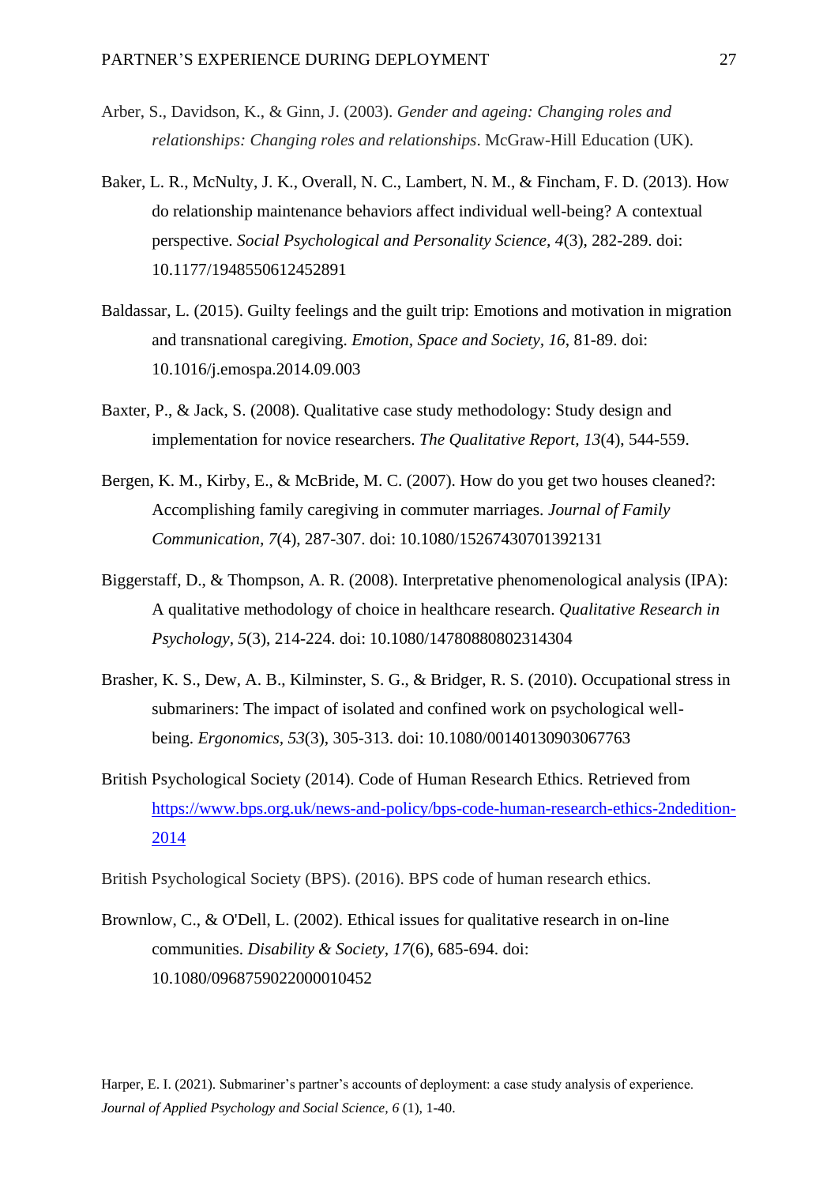Arber, S., Davidson, K., & Ginn, J. (2003). *Gender and ageing: Changing roles and relationships: Changing roles and relationships*. McGraw-Hill Education (UK).

Baker, L. R., McNulty, J. K., Overall, N. C., Lambert, N. M., & Fincham, F. D. (2013). How do relationship maintenance behaviors affect individual well-being? A contextual perspective. *Social Psychological and Personality Science, 4*(3), 282-289. doi: 10.1177/1948550612452891

Baldassar, L. (2015). Guilty feelings and the guilt trip: Emotions and motivation in migration and transnational caregiving. *Emotion, Space and Society, 16*, 81-89. doi: 10.1016/j.emospa.2014.09.003

Baxter, P., & Jack, S. (2008). Qualitative case study methodology: Study design and implementation for novice researchers. *The Qualitative Report, 13*(4), 544-559.

Bergen, K. M., Kirby, E., & McBride, M. C. (2007). How do you get two houses cleaned?: Accomplishing family caregiving in commuter marriages. *Journal of Family Communication, 7*(4), 287-307. doi: 10.1080/15267430701392131

Biggerstaff, D., & Thompson, A. R. (2008). Interpretative phenomenological analysis (IPA): A qualitative methodology of choice in healthcare research. *Qualitative Research in Psychology, 5*(3), 214-224. doi: 10.1080/14780880802314304

Brasher, K. S., Dew, A. B., Kilminster, S. G., & Bridger, R. S. (2010). Occupational stress in submariners: The impact of isolated and confined work on psychological well-being. *Ergonomics, 53*(3), 305-313. doi: 10.1080/00140130903067763

British Psychological Society (2014). Code of Human Research Ethics. Retrieved from https://www.bps.org.uk/news-and-policy/bps-code-human-research-ethics-2ndedition-2014

British Psychological Society (BPS). (2016). BPS code of human research ethics.

Brownlow, C., & O'Dell, L. (2002). Ethical issues for qualitative research in on-line communities. *Disability & Society, 17*(6), 685-694. doi: 10.1080/0968759022000010452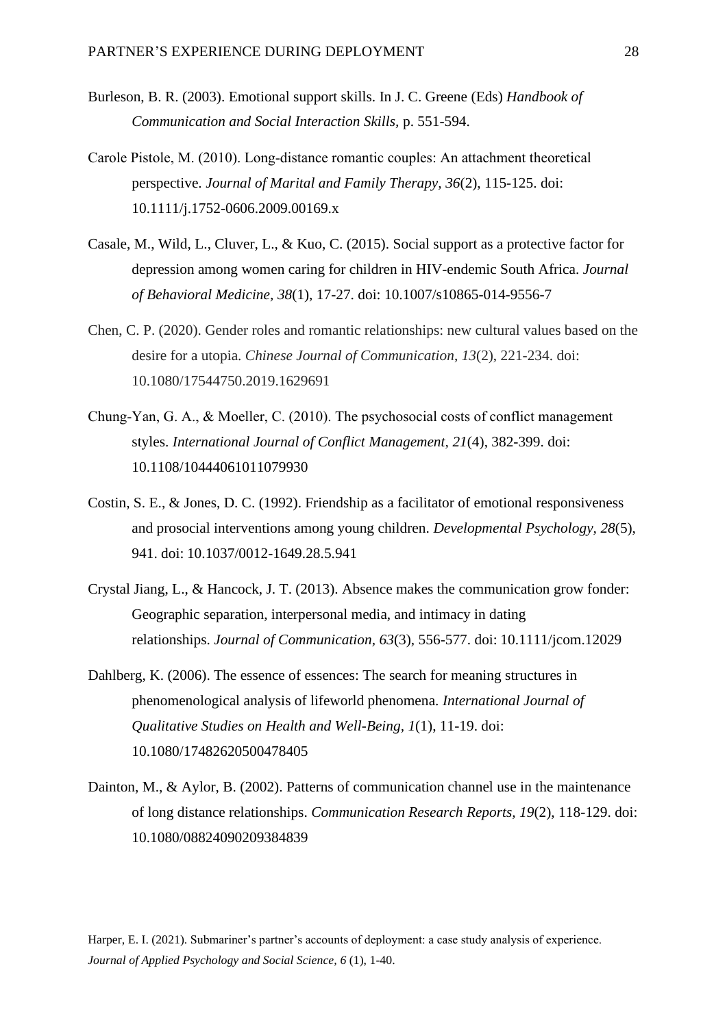Burleson, B. R. (2003). Emotional support skills. In J. C. Greene (Eds) *Handbook of Communication and Social Interaction Skills*, p. 551-594.

Carole Pistole, M. (2010). Long-distance romantic couples: An attachment theoretical perspective. *Journal of Marital and Family Therapy, 36*(2), 115-125. doi: 10.1111/j.1752-0606.2009.00169.x

Casale, M., Wild, L., Cluver, L., & Kuo, C. (2015). Social support as a protective factor for depression among women caring for children in HIV-endemic South Africa. *Journal of Behavioral Medicine, 38*(1), 17-27. doi: 10.1007/s10865-014-9556-7

Chen, C. P. (2020). Gender roles and romantic relationships: new cultural values based on the desire for a utopia. *Chinese Journal of Communication*, *13*(2), 221-234. doi: 10.1080/17544750.2019.1629691

Chung-Yan, G. A., & Moeller, C. (2010). The psychosocial costs of conflict management styles. *International Journal of Conflict Management, 21*(4), 382-399. doi: 10.1108/10444061011079930

Costin, S. E., & Jones, D. C. (1992). Friendship as a facilitator of emotional responsiveness and prosocial interventions among young children. *Developmental Psychology, 28*(5), 941. doi: 10.1037/0012-1649.28.5.941

Crystal Jiang, L., & Hancock, J. T. (2013). Absence makes the communication grow fonder: Geographic separation, interpersonal media, and intimacy in dating relationships. *Journal of Communication, 63*(3), 556-577. doi: 10.1111/jcom.12029

Dahlberg, K. (2006). The essence of essences: The search for meaning structures in phenomenological analysis of lifeworld phenomena. *International Journal of Qualitative Studies on Health and Well-Being, 1*(1), 11-19. doi: 10.1080/17482620500478405

Dainton, M., & Aylor, B. (2002). Patterns of communication channel use in the maintenance of long distance relationships. *Communication Research Reports, 19*(2), 118-129. doi: 10.1080/08824090209384839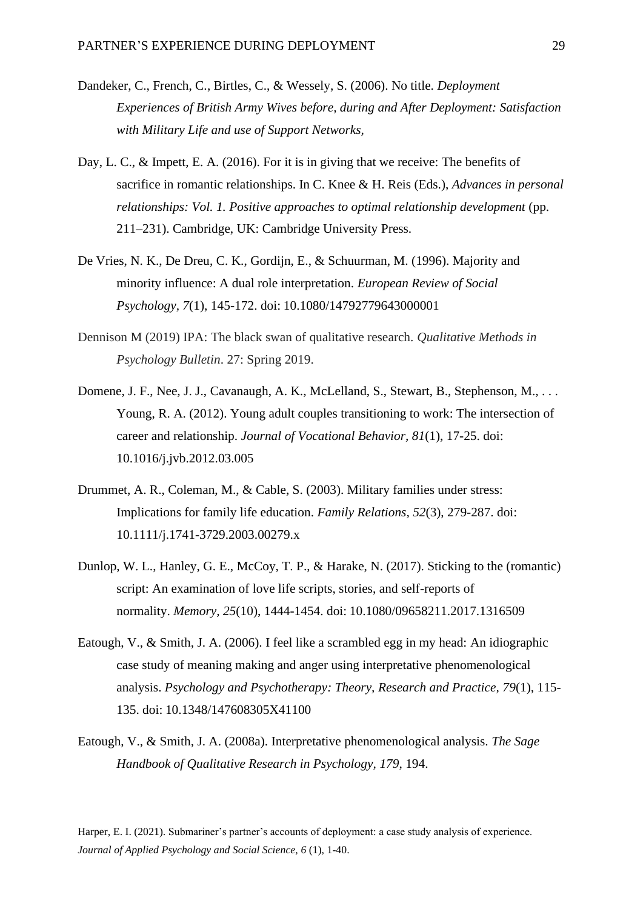Dandeker, C., French, C., Birtles, C., & Wessely, S. (2006). No title. *Deployment Experiences of British Army Wives before, during and After Deployment: Satisfaction with Military Life and use of Support Networks,*

Day, L. C., & Impett, E. A. (2016). For it is in giving that we receive: The benefits of sacrifice in romantic relationships. In C. Knee & H. Reis (Eds.), *Advances in personal relationships: Vol. 1. Positive approaches to optimal relationship development* (pp. 211–231). Cambridge, UK: Cambridge University Press.

De Vries, N. K., De Dreu, C. K., Gordijn, E., & Schuurman, M. (1996). Majority and minority influence: A dual role interpretation. *European Review of Social Psychology, 7*(1), 145-172. doi: 10.1080/14792779643000001

Dennison M (2019) IPA: The black swan of qualitative research. *Qualitative Methods in Psychology Bulletin*. 27: Spring 2019.

Domene, J. F., Nee, J. J., Cavanaugh, A. K., McLelland, S., Stewart, B., Stephenson, M., . . . Young, R. A. (2012). Young adult couples transitioning to work: The intersection of career and relationship. *Journal of Vocational Behavior, 81*(1), 17-25. doi: 10.1016/j.jvb.2012.03.005

Drummet, A. R., Coleman, M., & Cable, S. (2003). Military families under stress: Implications for family life education. *Family Relations, 52*(3), 279-287. doi: 10.1111/j.1741-3729.2003.00279.x

Dunlop, W. L., Hanley, G. E., McCoy, T. P., & Harake, N. (2017). Sticking to the (romantic) script: An examination of love life scripts, stories, and self-reports of normality. *Memory, 25*(10), 1444-1454. doi: 10.1080/09658211.2017.1316509

Eatough, V., & Smith, J. A. (2006). I feel like a scrambled egg in my head: An idiographic case study of meaning making and anger using interpretative phenomenological analysis. *Psychology and Psychotherapy: Theory, Research and Practice, 79*(1), 115-135. doi: 10.1348/147608305X41100

Eatough, V., & Smith, J. A. (2008a). Interpretative phenomenological analysis. *The Sage Handbook of Qualitative Research in Psychology, 179*, 194.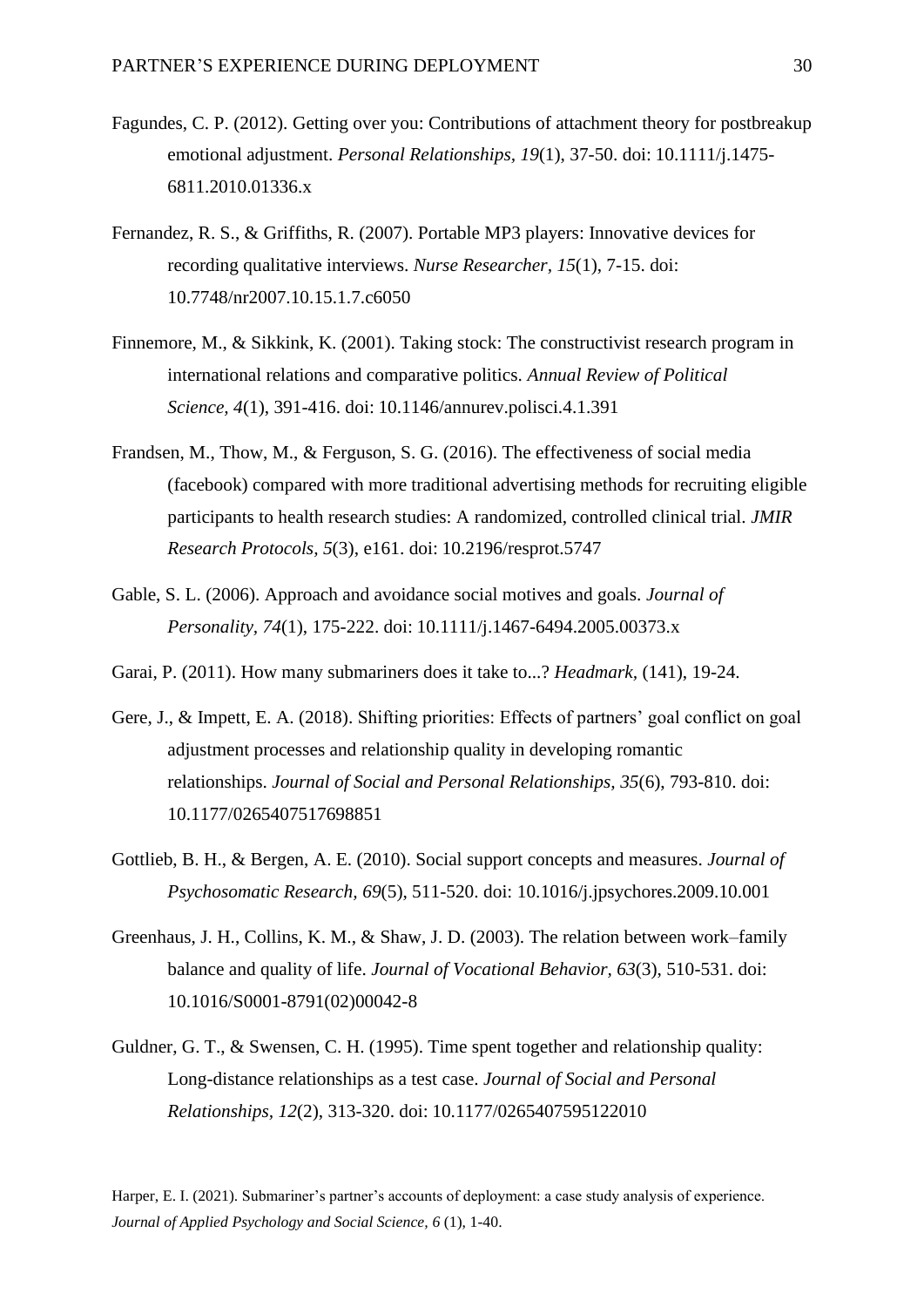Fagundes, C. P. (2012). Getting over you: Contributions of attachment theory for postbreakup emotional adjustment. *Personal Relationships, 19*(1), 37-50. doi: 10.1111/j.1475-6811.2010.01336.x

Fernandez, R. S., & Griffiths, R. (2007). Portable MP3 players: Innovative devices for recording qualitative interviews. *Nurse Researcher, 15*(1), 7-15. doi: 10.7748/nr2007.10.15.1.7.c6050

Finnemore, M., & Sikkink, K. (2001). Taking stock: The constructivist research program in international relations and comparative politics. *Annual Review of Political Science, 4*(1), 391-416. doi: 10.1146/annurev.polisci.4.1.391

Frandsen, M., Thow, M., & Ferguson, S. G. (2016). The effectiveness of social media (facebook) compared with more traditional advertising methods for recruiting eligible participants to health research studies: A randomized, controlled clinical trial. *JMIR Research Protocols, 5*(3), e161. doi: 10.2196/resprot.5747

Gable, S. L. (2006). Approach and avoidance social motives and goals. *Journal of Personality, 74*(1), 175-222. doi: 10.1111/j.1467-6494.2005.00373.x

Garai, P. (2011). How many submariners does it take to...? *Headmark,* (141), 19-24.

Gere, J., & Impett, E. A. (2018). Shifting priorities: Effects of partners' goal conflict on goal adjustment processes and relationship quality in developing romantic relationships. *Journal of Social and Personal Relationships, 35*(6), 793-810. doi: 10.1177/0265407517698851

Gottlieb, B. H., & Bergen, A. E. (2010). Social support concepts and measures. *Journal of Psychosomatic Research, 69*(5), 511-520. doi: 10.1016/j.jpsychores.2009.10.001

Greenhaus, J. H., Collins, K. M., & Shaw, J. D. (2003). The relation between work–family balance and quality of life. *Journal of Vocational Behavior, 63*(3), 510-531. doi: 10.1016/S0001-8791(02)00042-8

Guldner, G. T., & Swensen, C. H. (1995). Time spent together and relationship quality: Long-distance relationships as a test case. *Journal of Social and Personal Relationships, 12*(2), 313-320. doi: 10.1177/0265407595122010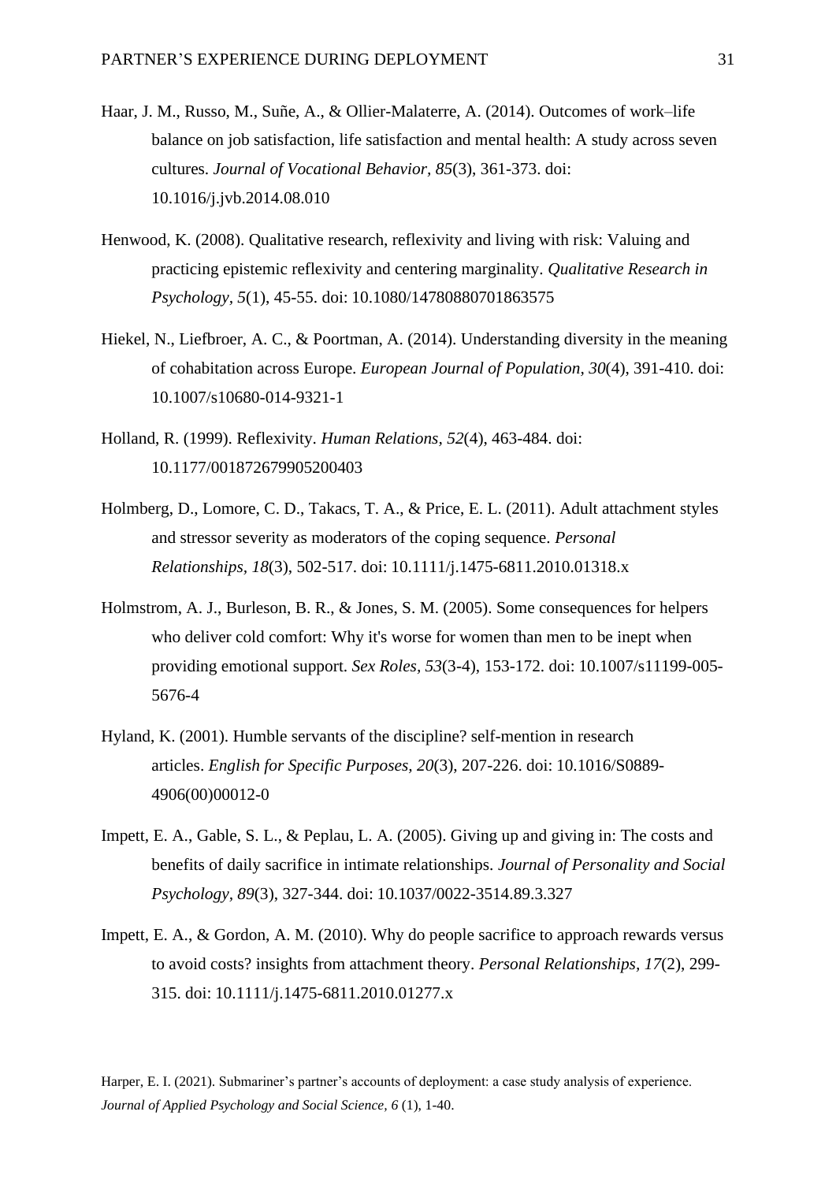Haar, J. M., Russo, M., Suñe, A., & Ollier-Malaterre, A. (2014). Outcomes of work–life balance on job satisfaction, life satisfaction and mental health: A study across seven cultures. *Journal of Vocational Behavior, 85*(3), 361-373. doi: 10.1016/j.jvb.2014.08.010

Henwood, K. (2008). Qualitative research, reflexivity and living with risk: Valuing and practicing epistemic reflexivity and centering marginality. *Qualitative Research in Psychology*, *5*(1), 45-55. doi: 10.1080/14780880701863575

Hiekel, N., Liefbroer, A. C., & Poortman, A. (2014). Understanding diversity in the meaning of cohabitation across Europe. *European Journal of Population, 30*(4), 391-410. doi: 10.1007/s10680-014-9321-1

Holland, R. (1999). Reflexivity. *Human Relations*, *52*(4), 463-484. doi: 10.1177/001872679905200403

Holmberg, D., Lomore, C. D., Takacs, T. A., & Price, E. L. (2011). Adult attachment styles and stressor severity as moderators of the coping sequence. *Personal Relationships*, *18*(3), 502-517. doi: 10.1111/j.1475-6811.2010.01318.x

Holmstrom, A. J., Burleson, B. R., & Jones, S. M. (2005). Some consequences for helpers who deliver cold comfort: Why it's worse for women than men to be inept when providing emotional support. *Sex Roles, 53*(3-4), 153-172. doi: 10.1007/s11199-005-5676-4

Hyland, K. (2001). Humble servants of the discipline? self-mention in research articles. *English for Specific Purposes*, *20*(3), 207-226. doi: 10.1016/S0889-4906(00)00012-0

Impett, E. A., Gable, S. L., & Peplau, L. A. (2005). Giving up and giving in: The costs and benefits of daily sacrifice in intimate relationships. *Journal of Personality and Social Psychology*, *89*(3), 327-344. doi: 10.1037/0022-3514.89.3.327

Impett, E. A., & Gordon, A. M. (2010). Why do people sacrifice to approach rewards versus to avoid costs? insights from attachment theory. *Personal Relationships, 17*(2), 299-315. doi: 10.1111/j.1475-6811.2010.01277.x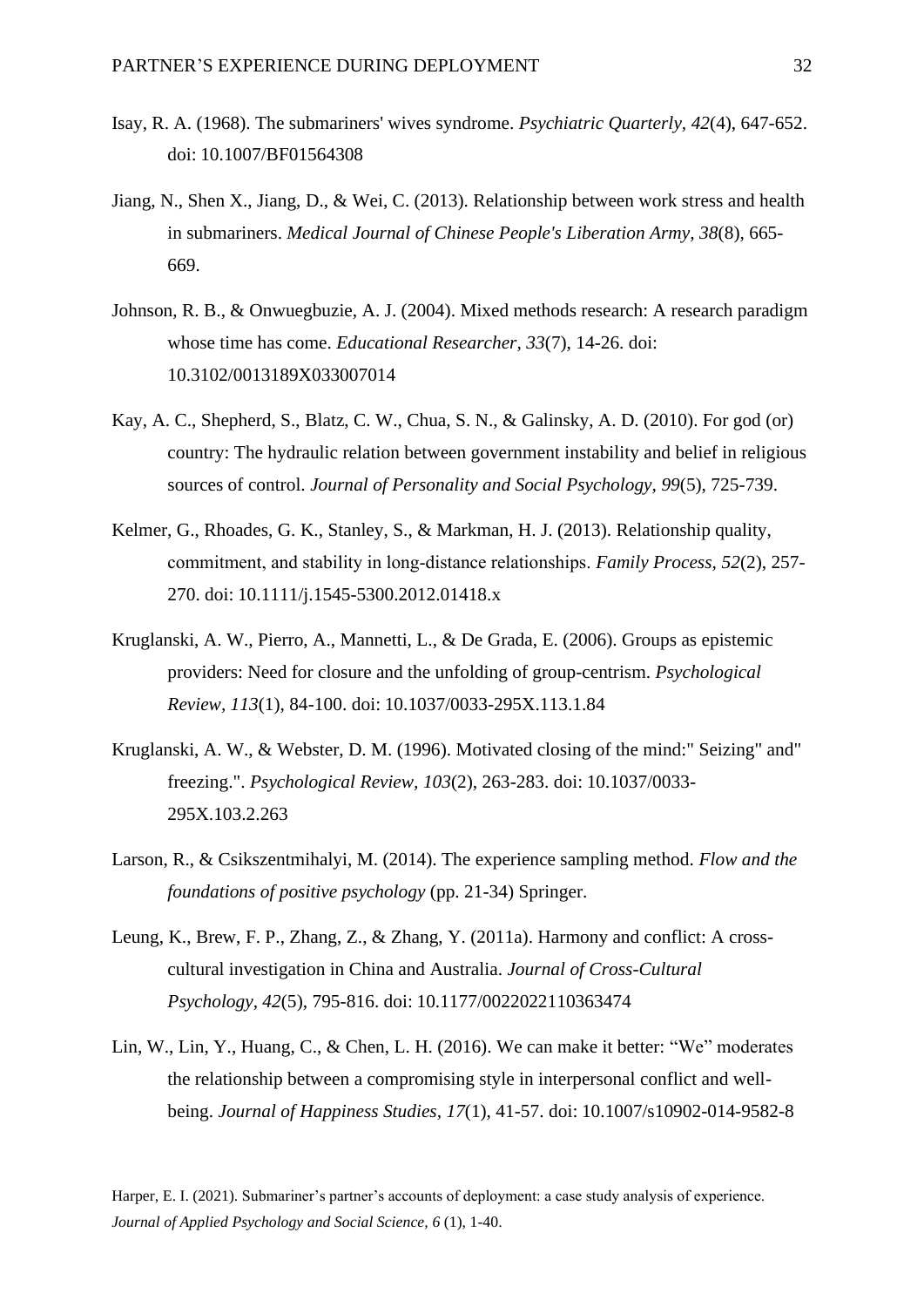Isay, R. A. (1968). The submariners' wives syndrome. *Psychiatric Quarterly, 42*(4), 647-652. doi: 10.1007/BF01564308

Jiang, N., Shen X., Jiang, D., & Wei, C. (2013). Relationship between work stress and health in submariners. *Medical Journal of Chinese People's Liberation Army, 38*(8), 665-669.

Johnson, R. B., & Onwuegbuzie, A. J. (2004). Mixed methods research: A research paradigm whose time has come. *Educational Researcher, 33*(7), 14-26. doi: 10.3102/0013189X033007014

Kay, A. C., Shepherd, S., Blatz, C. W., Chua, S. N., & Galinsky, A. D. (2010). For god (or) country: The hydraulic relation between government instability and belief in religious sources of control. *Journal of Personality and Social Psychology, 99*(5), 725-739.

Kelmer, G., Rhoades, G. K., Stanley, S., & Markman, H. J. (2013). Relationship quality, commitment, and stability in long-distance relationships. *Family Process, 52*(2), 257-270. doi: 10.1111/j.1545-5300.2012.01418.x

Kruglanski, A. W., Pierro, A., Mannetti, L., & De Grada, E. (2006). Groups as epistemic providers: Need for closure and the unfolding of group-centrism. *Psychological Review, 113*(1), 84-100. doi: 10.1037/0033-295X.113.1.84

Kruglanski, A. W., & Webster, D. M. (1996). Motivated closing of the mind:" Seizing" and" freezing.". *Psychological Review, 103*(2), 263-283. doi: 10.1037/0033-295X.103.2.263

Larson, R., & Csikszentmihalyi, M. (2014). The experience sampling method. *Flow and the foundations of positive psychology* (pp. 21-34) Springer.

Leung, K., Brew, F. P., Zhang, Z., & Zhang, Y. (2011a). Harmony and conflict: A cross-cultural investigation in China and Australia. *Journal of Cross-Cultural Psychology, 42*(5), 795-816. doi: 10.1177/0022022110363474

Lin, W., Lin, Y., Huang, C., & Chen, L. H. (2016). We can make it better: "We" moderates the relationship between a compromising style in interpersonal conflict and well-being. *Journal of Happiness Studies, 17*(1), 41-57. doi: 10.1007/s10902-014-9582-8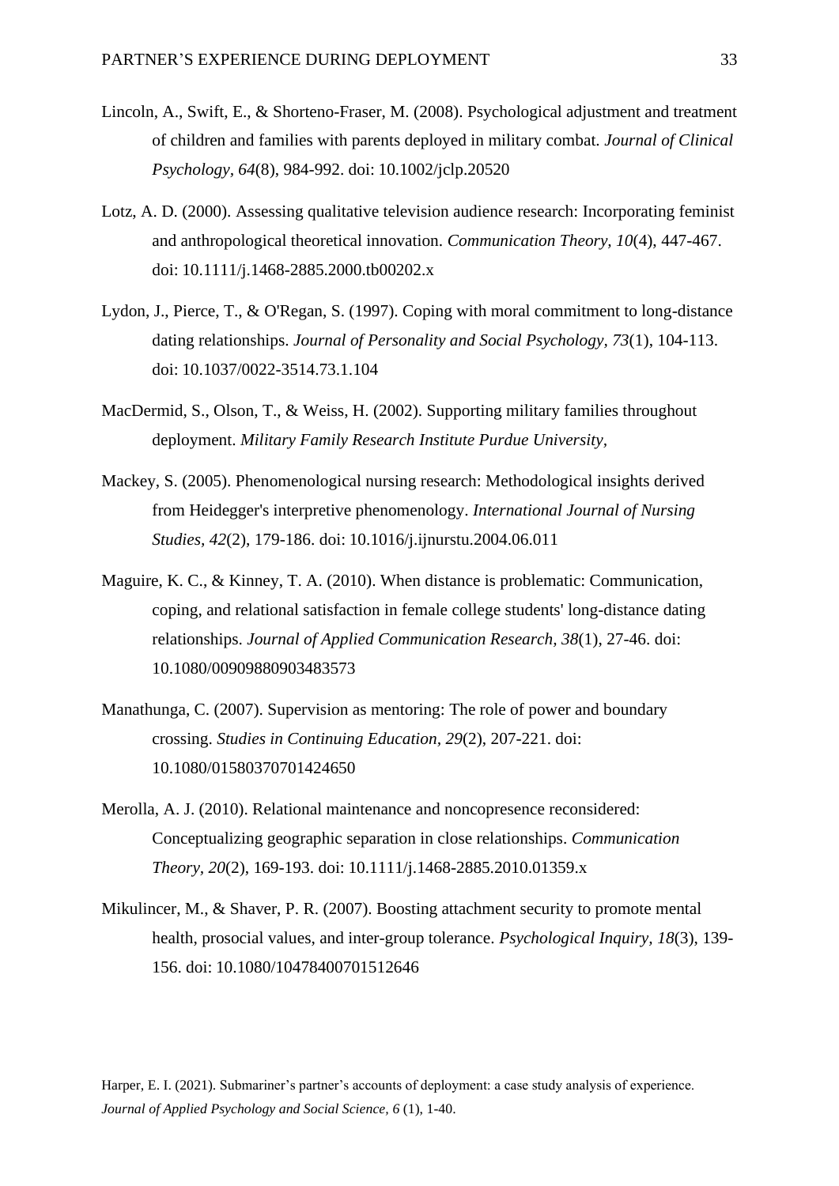Lincoln, A., Swift, E., & Shorteno-Fraser, M. (2008). Psychological adjustment and treatment of children and families with parents deployed in military combat. *Journal of Clinical Psychology, 64*(8), 984-992. doi: 10.1002/jclp.20520

Lotz, A. D. (2000). Assessing qualitative television audience research: Incorporating feminist and anthropological theoretical innovation. *Communication Theory, 10*(4), 447-467. doi: 10.1111/j.1468-2885.2000.tb00202.x

Lydon, J., Pierce, T., & O'Regan, S. (1997). Coping with moral commitment to long-distance dating relationships. *Journal of Personality and Social Psychology, 73*(1), 104-113. doi: 10.1037/0022-3514.73.1.104

MacDermid, S., Olson, T., & Weiss, H. (2002). Supporting military families throughout deployment. *Military Family Research Institute Purdue University,*

Mackey, S. (2005). Phenomenological nursing research: Methodological insights derived from Heidegger's interpretive phenomenology. *International Journal of Nursing Studies, 42*(2), 179-186. doi: 10.1016/j.ijnurstu.2004.06.011

Maguire, K. C., & Kinney, T. A. (2010). When distance is problematic: Communication, coping, and relational satisfaction in female college students' long-distance dating relationships. *Journal of Applied Communication Research, 38*(1), 27-46. doi: 10.1080/00909880903483573

Manathunga, C. (2007). Supervision as mentoring: The role of power and boundary crossing. *Studies in Continuing Education, 29*(2), 207-221. doi: 10.1080/01580370701424650

Merolla, A. J. (2010). Relational maintenance and noncopresence reconsidered: Conceptualizing geographic separation in close relationships. *Communication Theory, 20*(2), 169-193. doi: 10.1111/j.1468-2885.2010.01359.x

Mikulincer, M., & Shaver, P. R. (2007). Boosting attachment security to promote mental health, prosocial values, and inter-group tolerance. *Psychological Inquiry, 18*(3), 139-156. doi: 10.1080/10478400701512646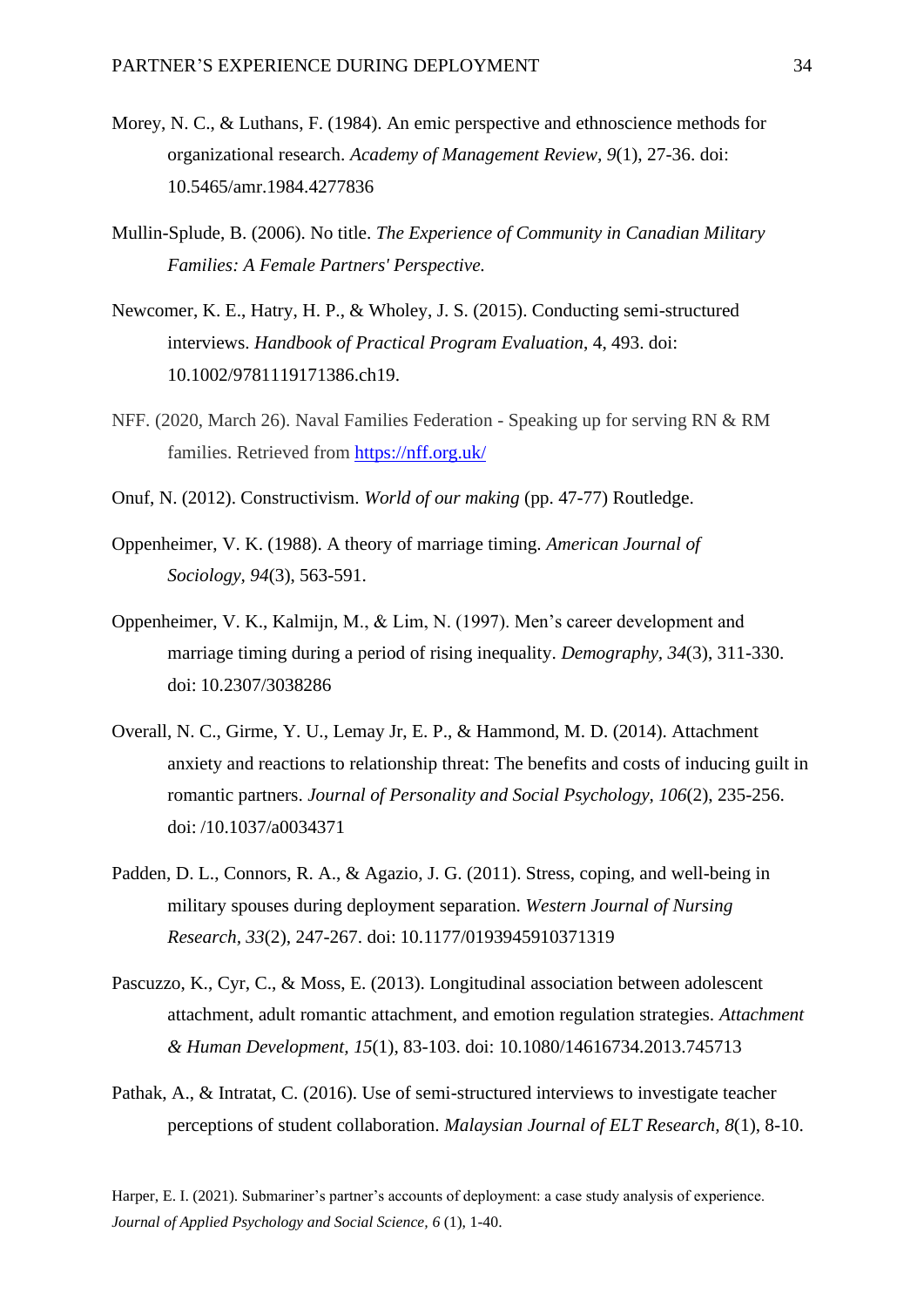Morey, N. C., & Luthans, F. (1984). An emic perspective and ethnoscience methods for organizational research. *Academy of Management Review*, *9*(1), 27-36. doi: 10.5465/amr.1984.4277836

Mullin-Splude, B. (2006). No title. *The Experience of Community in Canadian Military Families: A Female Partners' Perspective.*

Newcomer, K. E., Hatry, H. P., & Wholey, J. S. (2015). Conducting semi-structured interviews. *Handbook of Practical Program Evaluation*, 4, 493. doi: 10.1002/9781119171386.ch19.

NFF. (2020, March 26). Naval Families Federation - Speaking up for serving RN & RM families. Retrieved from https://nff.org.uk/

Onuf, N. (2012). Constructivism. *World of our making* (pp. 47-77) Routledge.

Oppenheimer, V. K. (1988). A theory of marriage timing. *American Journal of Sociology*, *94*(3), 563-591.

Oppenheimer, V. K., Kalmijn, M., & Lim, N. (1997). Men's career development and marriage timing during a period of rising inequality. *Demography, 34*(3), 311-330. doi: 10.2307/3038286

Overall, N. C., Girme, Y. U., Lemay Jr, E. P., & Hammond, M. D. (2014). Attachment anxiety and reactions to relationship threat: The benefits and costs of inducing guilt in romantic partners. *Journal of Personality and Social Psychology, 106*(2), 235-256. doi: /10.1037/a0034371

Padden, D. L., Connors, R. A., & Agazio, J. G. (2011). Stress, coping, and well-being in military spouses during deployment separation. *Western Journal of Nursing Research, 33*(2), 247-267. doi: 10.1177/0193945910371319

Pascuzzo, K., Cyr, C., & Moss, E. (2013). Longitudinal association between adolescent attachment, adult romantic attachment, and emotion regulation strategies. *Attachment & Human Development, 15*(1), 83-103. doi: 10.1080/14616734.2013.745713

Pathak, A., & Intratat, C. (2016). Use of semi-structured interviews to investigate teacher perceptions of student collaboration. *Malaysian Journal of ELT Research, 8*(1), 8-10.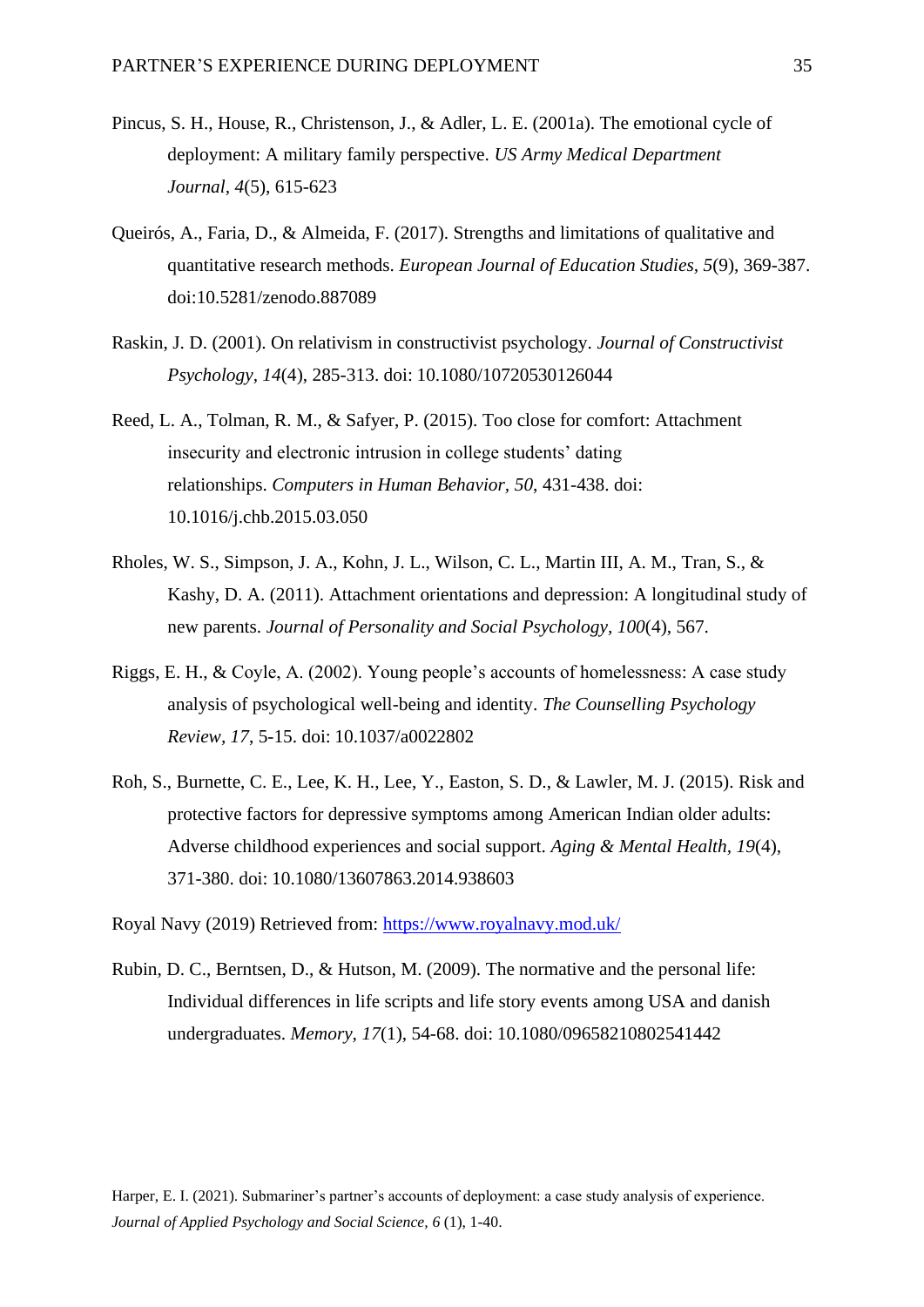Pincus, S. H., House, R., Christenson, J., & Adler, L. E. (2001a). The emotional cycle of deployment: A military family perspective. *US Army Medical Department Journal*, *4*(5), 615-623

Queirós, A., Faria, D., & Almeida, F. (2017). Strengths and limitations of qualitative and quantitative research methods. *European Journal of Education Studies, 5*(9), 369-387. doi:10.5281/zenodo.887089

Raskin, J. D. (2001). On relativism in constructivist psychology. *Journal of Constructivist Psychology*, *14*(4), 285-313. doi: 10.1080/10720530126044

Reed, L. A., Tolman, R. M., & Safyer, P. (2015). Too close for comfort: Attachment insecurity and electronic intrusion in college students' dating relationships. *Computers in Human Behavior, 50*, 431-438. doi: 10.1016/j.chb.2015.03.050

Rholes, W. S., Simpson, J. A., Kohn, J. L., Wilson, C. L., Martin III, A. M., Tran, S., & Kashy, D. A. (2011). Attachment orientations and depression: A longitudinal study of new parents. *Journal of Personality and Social Psychology*, *100*(4), 567.

Riggs, E. H., & Coyle, A. (2002). Young people's accounts of homelessness: A case study analysis of psychological well-being and identity. *The Counselling Psychology Review, 17*, 5-15. doi: 10.1037/a0022802

Roh, S., Burnette, C. E., Lee, K. H., Lee, Y., Easton, S. D., & Lawler, M. J. (2015). Risk and protective factors for depressive symptoms among American Indian older adults: Adverse childhood experiences and social support. *Aging & Mental Health*, *19*(4), 371-380. doi: 10.1080/13607863.2014.938603

Royal Navy (2019) Retrieved from: https://www.royalnavy.mod.uk/

Rubin, D. C., Berntsen, D., & Hutson, M. (2009). The normative and the personal life: Individual differences in life scripts and life story events among USA and danish undergraduates. *Memory, 17*(1), 54-68. doi: 10.1080/09658210802541442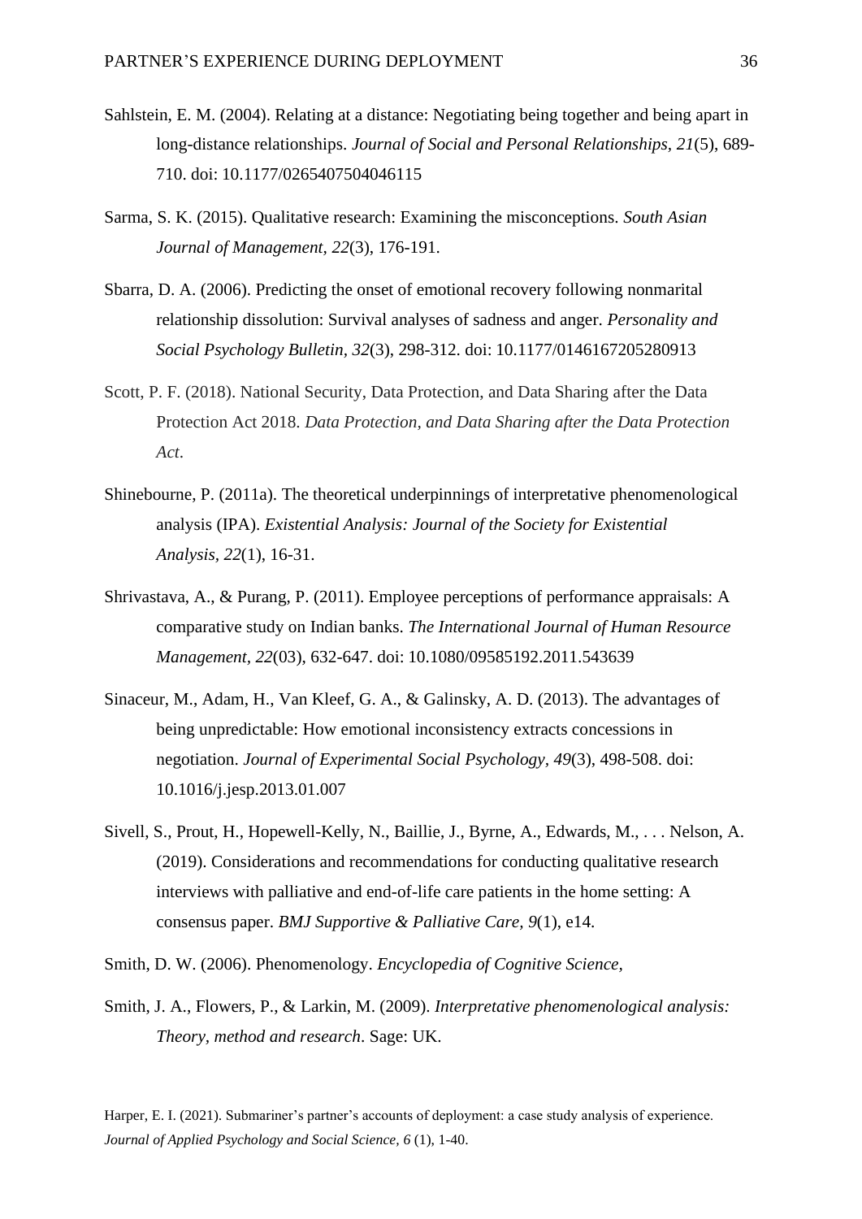Sahlstein, E. M. (2004). Relating at a distance: Negotiating being together and being apart in long-distance relationships. *Journal of Social and Personal Relationships, 21*(5), 689-710. doi: 10.1177/0265407504046115

Sarma, S. K. (2015). Qualitative research: Examining the misconceptions. *South Asian Journal of Management, 22*(3), 176-191.

Sbarra, D. A. (2006). Predicting the onset of emotional recovery following nonmarital relationship dissolution: Survival analyses of sadness and anger. *Personality and Social Psychology Bulletin, 32*(3), 298-312. doi: 10.1177/0146167205280913

Scott, P. F. (2018). National Security, Data Protection, and Data Sharing after the Data Protection Act 2018. *Data Protection, and Data Sharing after the Data Protection Act*.

Shinebourne, P. (2011a). The theoretical underpinnings of interpretative phenomenological analysis (IPA). *Existential Analysis: Journal of the Society for Existential Analysis, 22*(1), 16-31.

Shrivastava, A., & Purang, P. (2011). Employee perceptions of performance appraisals: A comparative study on Indian banks. *The International Journal of Human Resource Management, 22*(03), 632-647. doi: 10.1080/09585192.2011.543639

Sinaceur, M., Adam, H., Van Kleef, G. A., & Galinsky, A. D. (2013). The advantages of being unpredictable: How emotional inconsistency extracts concessions in negotiation. *Journal of Experimental Social Psychology, 49*(3), 498-508. doi: 10.1016/j.jesp.2013.01.007

Sivell, S., Prout, H., Hopewell-Kelly, N., Baillie, J., Byrne, A., Edwards, M., . . . Nelson, A. (2019). Considerations and recommendations for conducting qualitative research interviews with palliative and end-of-life care patients in the home setting: A consensus paper. *BMJ Supportive & Palliative Care, 9*(1), e14.

Smith, D. W. (2006). Phenomenology. *Encyclopedia of Cognitive Science,*

Smith, J. A., Flowers, P., & Larkin, M. (2009). *Interpretative phenomenological analysis: Theory, method and research*. Sage: UK.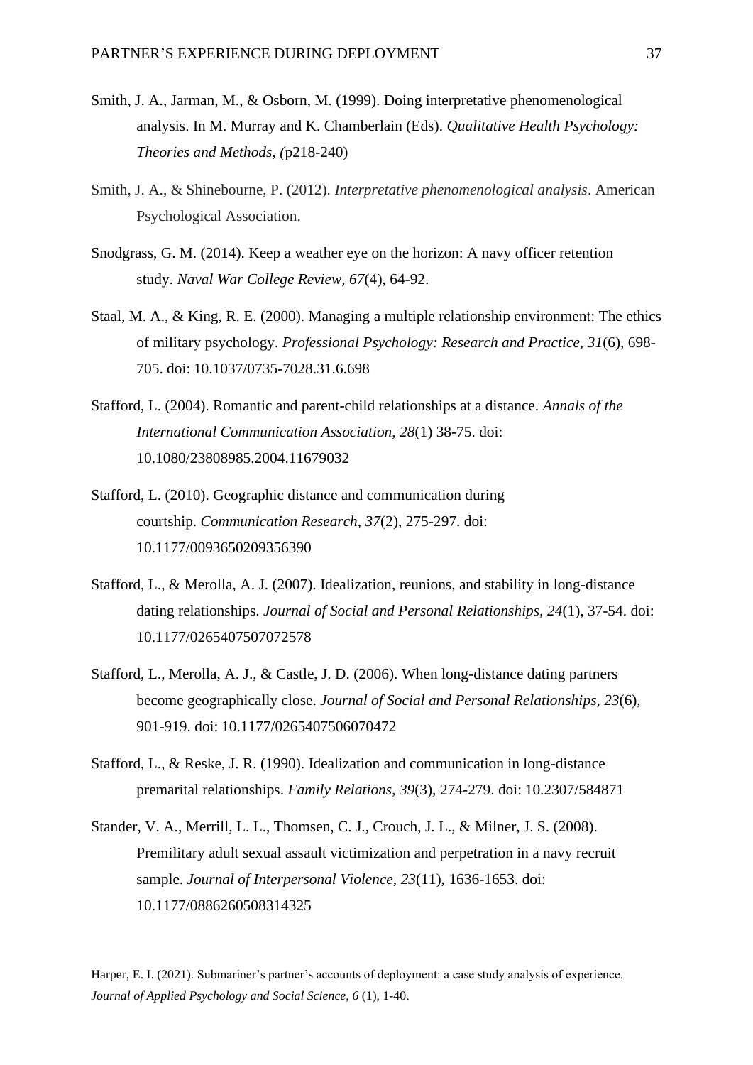Smith, J. A., Jarman, M., & Osborn, M. (1999). Doing interpretative phenomenological analysis. In M. Murray and K. Chamberlain (Eds). *Qualitative Health Psychology: Theories and Methods, (*p218-240)

Smith, J. A., & Shinebourne, P. (2012). *Interpretative phenomenological analysis*. American Psychological Association.

Snodgrass, G. M. (2014). Keep a weather eye on the horizon: A navy officer retention study. *Naval War College Review, 67*(4), 64-92.

Staal, M. A., & King, R. E. (2000). Managing a multiple relationship environment: The ethics of military psychology. *Professional Psychology: Research and Practice, 31*(6), 698-705. doi: 10.1037/0735-7028.31.6.698

Stafford, L. (2004). Romantic and parent-child relationships at a distance. *Annals of the International Communication Association, 28*(1) 38-75. doi: 10.1080/23808985.2004.11679032

Stafford, L. (2010). Geographic distance and communication during courtship. *Communication Research, 37*(2), 275-297. doi: 10.1177/0093650209356390

Stafford, L., & Merolla, A. J. (2007). Idealization, reunions, and stability in long-distance dating relationships. *Journal of Social and Personal Relationships, 24*(1), 37-54. doi: 10.1177/0265407507072578

Stafford, L., Merolla, A. J., & Castle, J. D. (2006). When long-distance dating partners become geographically close. *Journal of Social and Personal Relationships, 23*(6), 901-919. doi: 10.1177/0265407506070472

Stafford, L., & Reske, J. R. (1990). Idealization and communication in long-distance premarital relationships. *Family Relations, 39*(3), 274-279. doi: 10.2307/584871

Stander, V. A., Merrill, L. L., Thomsen, C. J., Crouch, J. L., & Milner, J. S. (2008). Premilitary adult sexual assault victimization and perpetration in a navy recruit sample. *Journal of Interpersonal Violence, 23*(11), 1636-1653. doi: 10.1177/0886260508314325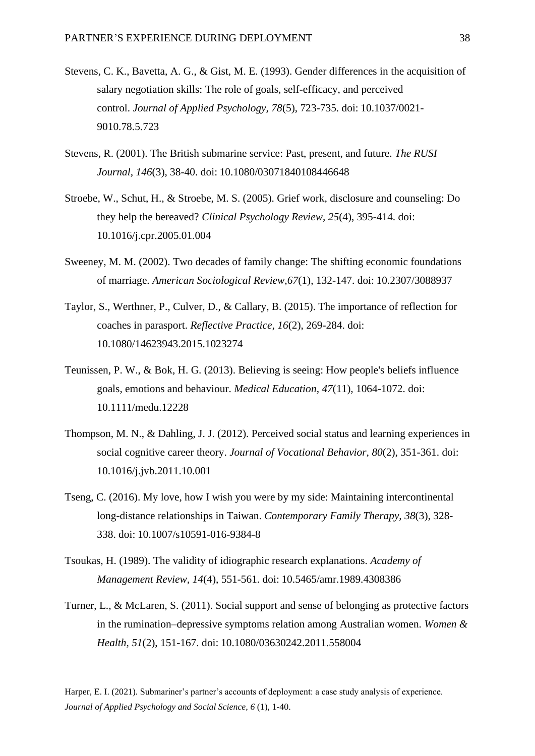Stevens, C. K., Bavetta, A. G., & Gist, M. E. (1993). Gender differences in the acquisition of salary negotiation skills: The role of goals, self-efficacy, and perceived control. *Journal of Applied Psychology*, *78*(5), 723-735. doi: 10.1037/0021-9010.78.5.723

Stevens, R. (2001). The British submarine service: Past, present, and future. *The RUSI Journal*, *146*(3), 38-40. doi: 10.1080/03071840108446648

Stroebe, W., Schut, H., & Stroebe, M. S. (2005). Grief work, disclosure and counseling: Do they help the bereaved? *Clinical Psychology Review*, *25*(4), 395-414. doi: 10.1016/j.cpr.2005.01.004

Sweeney, M. M. (2002). Two decades of family change: The shifting economic foundations of marriage. *American Sociological Review,67*(1), 132-147. doi: 10.2307/3088937

Taylor, S., Werthner, P., Culver, D., & Callary, B. (2015). The importance of reflection for coaches in parasport. *Reflective Practice, 16*(2), 269-284. doi: 10.1080/14623943.2015.1023274

Teunissen, P. W., & Bok, H. G. (2013). Believing is seeing: How people's beliefs influence goals, emotions and behaviour. *Medical Education, 47*(11), 1064-1072. doi: 10.1111/medu.12228

Thompson, M. N., & Dahling, J. J. (2012). Perceived social status and learning experiences in social cognitive career theory. *Journal of Vocational Behavior, 80*(2), 351-361. doi: 10.1016/j.jvb.2011.10.001

Tseng, C. (2016). My love, how I wish you were by my side: Maintaining intercontinental long-distance relationships in Taiwan. *Contemporary Family Therapy, 38*(3), 328-338. doi: 10.1007/s10591-016-9384-8

Tsoukas, H. (1989). The validity of idiographic research explanations. *Academy of Management Review*, *14*(4), 551-561. doi: 10.5465/amr.1989.4308386

Turner, L., & McLaren, S. (2011). Social support and sense of belonging as protective factors in the rumination–depressive symptoms relation among Australian women. *Women & Health*, *51*(2), 151-167. doi: 10.1080/03630242.2011.558004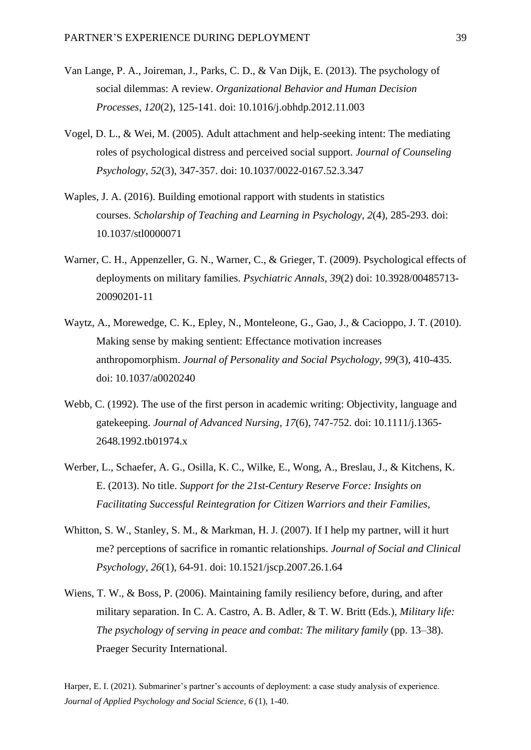Van Lange, P. A., Joireman, J., Parks, C. D., & Van Dijk, E. (2013). The psychology of social dilemmas: A review. *Organizational Behavior and Human Decision Processes, 120*(2), 125-141. doi: 10.1016/j.obhdp.2012.11.003

Vogel, D. L., & Wei, M. (2005). Adult attachment and help-seeking intent: The mediating roles of psychological distress and perceived social support. *Journal of Counseling Psychology, 52*(3), 347-357. doi: 10.1037/0022-0167.52.3.347

Waples, J. A. (2016). Building emotional rapport with students in statistics courses. *Scholarship of Teaching and Learning in Psychology, 2*(4), 285-293. doi: 10.1037/stl0000071

Warner, C. H., Appenzeller, G. N., Warner, C., & Grieger, T. (2009). Psychological effects of deployments on military families. *Psychiatric Annals, 39*(2) doi: 10.3928/00485713-20090201-11

Waytz, A., Morewedge, C. K., Epley, N., Monteleone, G., Gao, J., & Cacioppo, J. T. (2010). Making sense by making sentient: Effectance motivation increases anthropomorphism. *Journal of Personality and Social Psychology, 99*(3), 410-435. doi: 10.1037/a0020240

Webb, C. (1992). The use of the first person in academic writing: Objectivity, language and gatekeeping. *Journal of Advanced Nursing, 17*(6), 747-752. doi: 10.1111/j.1365-2648.1992.tb01974.x

Werber, L., Schaefer, A. G., Osilla, K. C., Wilke, E., Wong, A., Breslau, J., & Kitchens, K. E. (2013). No title. *Support for the 21st-Century Reserve Force: Insights on Facilitating Successful Reintegration for Citizen Warriors and their Families,*

Whitton, S. W., Stanley, S. M., & Markman, H. J. (2007). If I help my partner, will it hurt me? perceptions of sacrifice in romantic relationships. *Journal of Social and Clinical Psychology, 26*(1), 64-91. doi: 10.1521/jscp.2007.26.1.64

Wiens, T. W., & Boss, P. (2006). Maintaining family resiliency before, during, and after military separation. In C. A. Castro, A. B. Adler, & T. W. Britt (Eds.), *Military life: The psychology of serving in peace and combat: The military family* (pp. 13–38). Praeger Security International.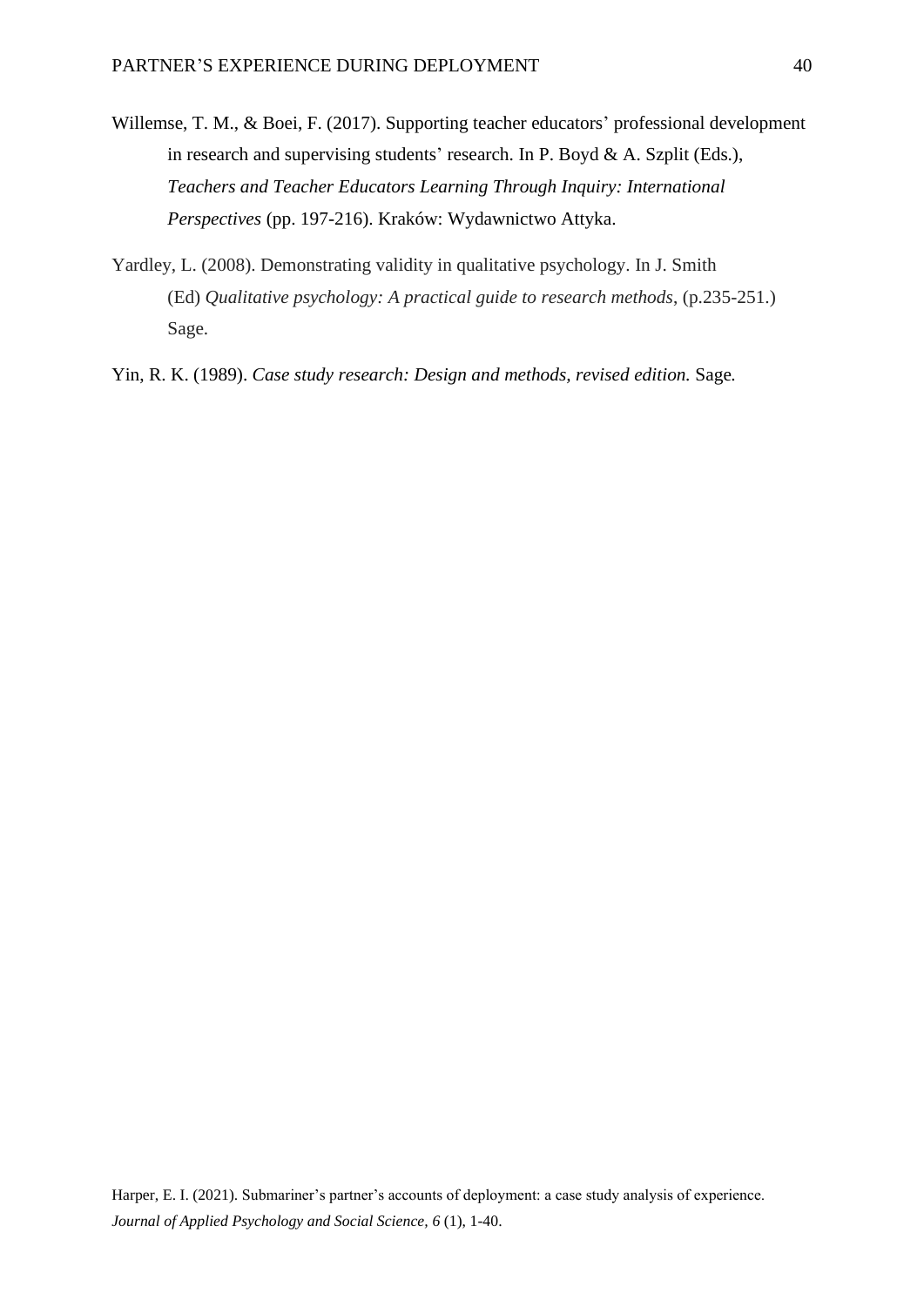Willemse, T. M., & Boei, F. (2017). Supporting teacher educators' professional development in research and supervising students' research. In P. Boyd & A. Szplit (Eds.), *Teachers and Teacher Educators Learning Through Inquiry: International Perspectives* (pp. 197-216). Kraków: Wydawnictwo Attyka.

Yardley, L. (2008). Demonstrating validity in qualitative psychology. In J. Smith (Ed) *Qualitative psychology: A practical guide to research methods*, (p.235-251.) Sage.

Yin, R. K. (1989). *Case study research: Design and methods, revised edition.* Sage.